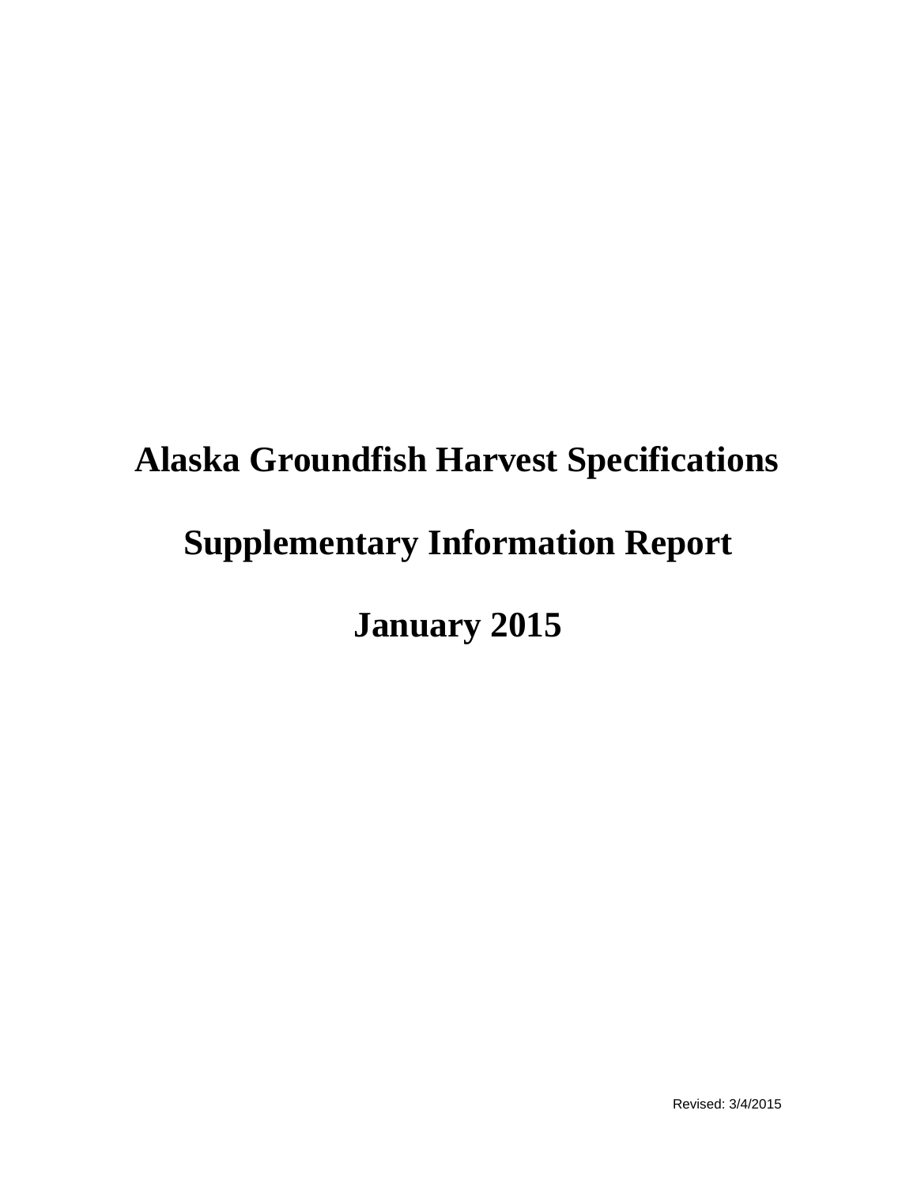# Alaska Groundfish Harvest Specifications

# Supplementary Information Report

# January 2015

Revised: 3/4/2015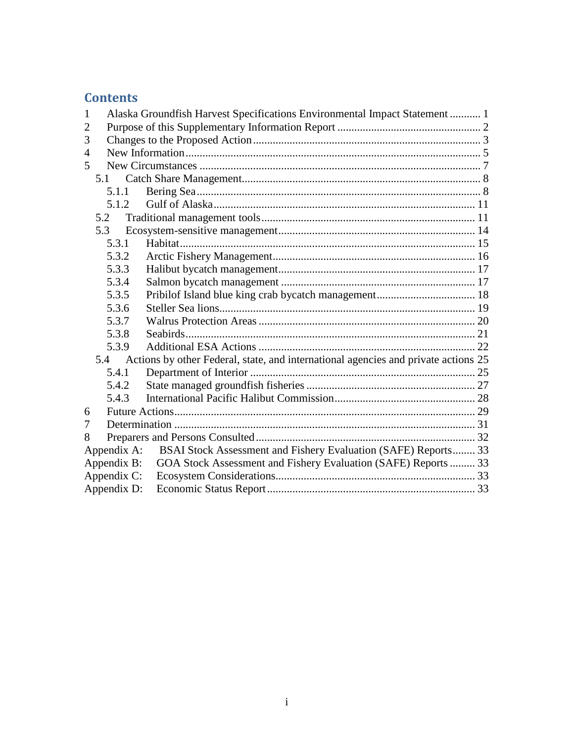## Contents

1 Alaska Groundfish Harvest Specifications Environmental Impact Statement ........... 1
2 Purpose of this Supplementary Information Report ................................................... 2
3 Changes to the Proposed Action ................................................................................. 3
4 New Information ......................................................................................................... 5
5 New Circumstances ..................................................................................................... 7
  5.1 Catch Share Management ...................................................................................... 8
    5.1.1 Bering Sea ....................................................................................................... 8
    5.1.2 Gulf of Alaska ................................................................................................ 11
  5.2 Traditional management tools .............................................................................. 11
  5.3 Ecosystem-sensitive management ........................................................................ 14
    5.3.1 Habitat ........................................................................................................... 15
    5.3.2 Arctic Fishery Management .......................................................................... 16
    5.3.3 Halibut bycatch management ........................................................................ 17
    5.3.4 Salmon bycatch management ........................................................................ 17
    5.3.5 Pribilof Island blue king crab bycatch management ...................................... 18
    5.3.6 Steller Sea lions ............................................................................................. 19
    5.3.7 Walrus Protection Areas ................................................................................ 20
    5.3.8 Seabirds ......................................................................................................... 21
    5.3.9 Additional ESA Actions ................................................................................ 22
  5.4 Actions by other Federal, state, and international agencies and private actions 25
    5.4.1 Department of Interior ................................................................................... 25
    5.4.2 State managed groundfish fisheries .............................................................. 27
    5.4.3 International Pacific Halibut Commission ..................................................... 28
6 Future Actions ............................................................................................................ 29
7 Determination ............................................................................................................ 31
8 Preparers and Persons Consulted ............................................................................... 32

Appendix A: BSAI Stock Assessment and Fishery Evaluation (SAFE) Reports ........ 33
Appendix B: GOA Stock Assessment and Fishery Evaluation (SAFE) Reports ......... 33
Appendix C: Ecosystem Considerations ...................................................................... 33
Appendix D: Economic Status Report ......................................................................... 33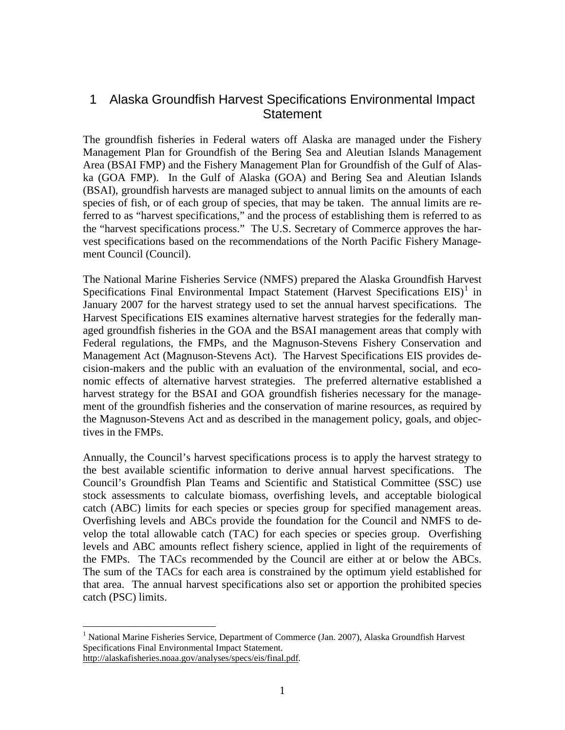# 1 Alaska Groundfish Harvest Specifications Environmental Impact Statement

The groundfish fisheries in Federal waters off Alaska are managed under the Fishery Management Plan for Groundfish of the Bering Sea and Aleutian Islands Management Area (BSAI FMP) and the Fishery Management Plan for Groundfish of the Gulf of Alaska (GOA FMP). In the Gulf of Alaska (GOA) and Bering Sea and Aleutian Islands (BSAI), groundfish harvests are managed subject to annual limits on the amounts of each species of fish, or of each group of species, that may be taken. The annual limits are referred to as "harvest specifications," and the process of establishing them is referred to as the "harvest specifications process." The U.S. Secretary of Commerce approves the harvest specifications based on the recommendations of the North Pacific Fishery Management Council (Council).

The National Marine Fisheries Service (NMFS) prepared the Alaska Groundfish Harvest Specifications Final Environmental Impact Statement (Harvest Specifications EIS)[1] in January 2007 for the harvest strategy used to set the annual harvest specifications. The Harvest Specifications EIS examines alternative harvest strategies for the federally managed groundfish fisheries in the GOA and the BSAI management areas that comply with Federal regulations, the FMPs, and the Magnuson-Stevens Fishery Conservation and Management Act (Magnuson-Stevens Act). The Harvest Specifications EIS provides decision-makers and the public with an evaluation of the environmental, social, and economic effects of alternative harvest strategies. The preferred alternative established a harvest strategy for the BSAI and GOA groundfish fisheries necessary for the management of the groundfish fisheries and the conservation of marine resources, as required by the Magnuson-Stevens Act and as described in the management policy, goals, and objectives in the FMPs.

Annually, the Council's harvest specifications process is to apply the harvest strategy to the best available scientific information to derive annual harvest specifications. The Council's Groundfish Plan Teams and Scientific and Statistical Committee (SSC) use stock assessments to calculate biomass, overfishing levels, and acceptable biological catch (ABC) limits for each species or species group for specified management areas. Overfishing levels and ABCs provide the foundation for the Council and NMFS to develop the total allowable catch (TAC) for each species or species group. Overfishing levels and ABC amounts reflect fishery science, applied in light of the requirements of the FMPs. The TACs recommended by the Council are either at or below the ABCs. The sum of the TACs for each area is constrained by the optimum yield established for that area. The annual harvest specifications also set or apportion the prohibited species catch (PSC) limits.

---

[1] National Marine Fisheries Service, Department of Commerce (Jan. 2007), Alaska Groundfish Harvest Specifications Final Environmental Impact Statement. http://alaskafisheries.noaa.gov/analyses/specs/eis/final.pdf.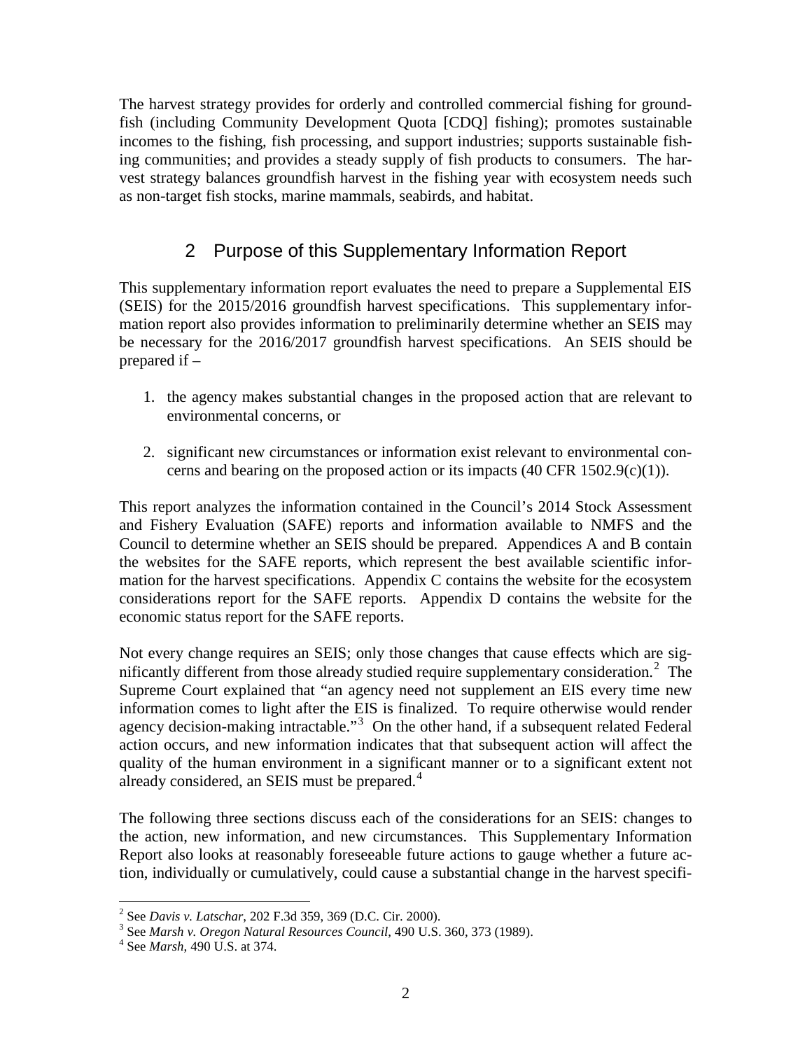The harvest strategy provides for orderly and controlled commercial fishing for groundfish (including Community Development Quota [CDQ] fishing); promotes sustainable incomes to the fishing, fish processing, and support industries; supports sustainable fishing communities; and provides a steady supply of fish products to consumers. The harvest strategy balances groundfish harvest in the fishing year with ecosystem needs such as non-target fish stocks, marine mammals, seabirds, and habitat.

## 2 Purpose of this Supplementary Information Report

This supplementary information report evaluates the need to prepare a Supplemental EIS (SEIS) for the 2015/2016 groundfish harvest specifications. This supplementary information report also provides information to preliminarily determine whether an SEIS may be necessary for the 2016/2017 groundfish harvest specifications. An SEIS should be prepared if –

1. the agency makes substantial changes in the proposed action that are relevant to environmental concerns, or
2. significant new circumstances or information exist relevant to environmental concerns and bearing on the proposed action or its impacts (40 CFR 1502.9(c)(1)).

This report analyzes the information contained in the Council's 2014 Stock Assessment and Fishery Evaluation (SAFE) reports and information available to NMFS and the Council to determine whether an SEIS should be prepared. Appendices A and B contain the websites for the SAFE reports, which represent the best available scientific information for the harvest specifications. Appendix C contains the website for the ecosystem considerations report for the SAFE reports. Appendix D contains the website for the economic status report for the SAFE reports.

Not every change requires an SEIS; only those changes that cause effects which are significantly different from those already studied require supplementary consideration.[2] The Supreme Court explained that "an agency need not supplement an EIS every time new information comes to light after the EIS is finalized. To require otherwise would render agency decision-making intractable."[3] On the other hand, if a subsequent related Federal action occurs, and new information indicates that that subsequent action will affect the quality of the human environment in a significant manner or to a significant extent not already considered, an SEIS must be prepared.[4]

The following three sections discuss each of the considerations for an SEIS: changes to the action, new information, and new circumstances. This Supplementary Information Report also looks at reasonably foreseeable future actions to gauge whether a future action, individually or cumulatively, could cause a substantial change in the harvest specifi-

---

[2] See *Davis v. Latschar*, 202 F.3d 359, 369 (D.C. Cir. 2000).

[3] See *Marsh v. Oregon Natural Resources Council*, 490 U.S. 360, 373 (1989).

[4] See *Marsh*, 490 U.S. at 374.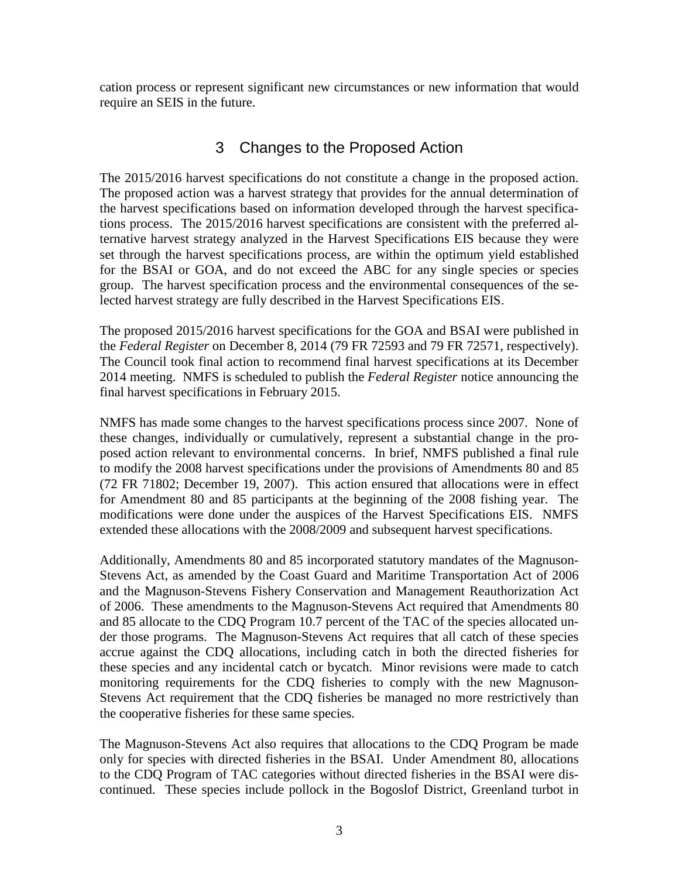cation process or represent significant new circumstances or new information that would require an SEIS in the future.

# 3 Changes to the Proposed Action

The 2015/2016 harvest specifications do not constitute a change in the proposed action. The proposed action was a harvest strategy that provides for the annual determination of the harvest specifications based on information developed through the harvest specifications process. The 2015/2016 harvest specifications are consistent with the preferred alternative harvest strategy analyzed in the Harvest Specifications EIS because they were set through the harvest specifications process, are within the optimum yield established for the BSAI or GOA, and do not exceed the ABC for any single species or species group. The harvest specification process and the environmental consequences of the selected harvest strategy are fully described in the Harvest Specifications EIS.

The proposed 2015/2016 harvest specifications for the GOA and BSAI were published in the *Federal Register* on December 8, 2014 (79 FR 72593 and 79 FR 72571, respectively). The Council took final action to recommend final harvest specifications at its December 2014 meeting. NMFS is scheduled to publish the *Federal Register* notice announcing the final harvest specifications in February 2015.

NMFS has made some changes to the harvest specifications process since 2007. None of these changes, individually or cumulatively, represent a substantial change in the proposed action relevant to environmental concerns. In brief, NMFS published a final rule to modify the 2008 harvest specifications under the provisions of Amendments 80 and 85 (72 FR 71802; December 19, 2007). This action ensured that allocations were in effect for Amendment 80 and 85 participants at the beginning of the 2008 fishing year. The modifications were done under the auspices of the Harvest Specifications EIS. NMFS extended these allocations with the 2008/2009 and subsequent harvest specifications.

Additionally, Amendments 80 and 85 incorporated statutory mandates of the Magnuson-Stevens Act, as amended by the Coast Guard and Maritime Transportation Act of 2006 and the Magnuson-Stevens Fishery Conservation and Management Reauthorization Act of 2006. These amendments to the Magnuson-Stevens Act required that Amendments 80 and 85 allocate to the CDQ Program 10.7 percent of the TAC of the species allocated under those programs. The Magnuson-Stevens Act requires that all catch of these species accrue against the CDQ allocations, including catch in both the directed fisheries for these species and any incidental catch or bycatch. Minor revisions were made to catch monitoring requirements for the CDQ fisheries to comply with the new Magnuson-Stevens Act requirement that the CDQ fisheries be managed no more restrictively than the cooperative fisheries for these same species.

The Magnuson-Stevens Act also requires that allocations to the CDQ Program be made only for species with directed fisheries in the BSAI. Under Amendment 80, allocations to the CDQ Program of TAC categories without directed fisheries in the BSAI were discontinued. These species include pollock in the Bogoslof District, Greenland turbot in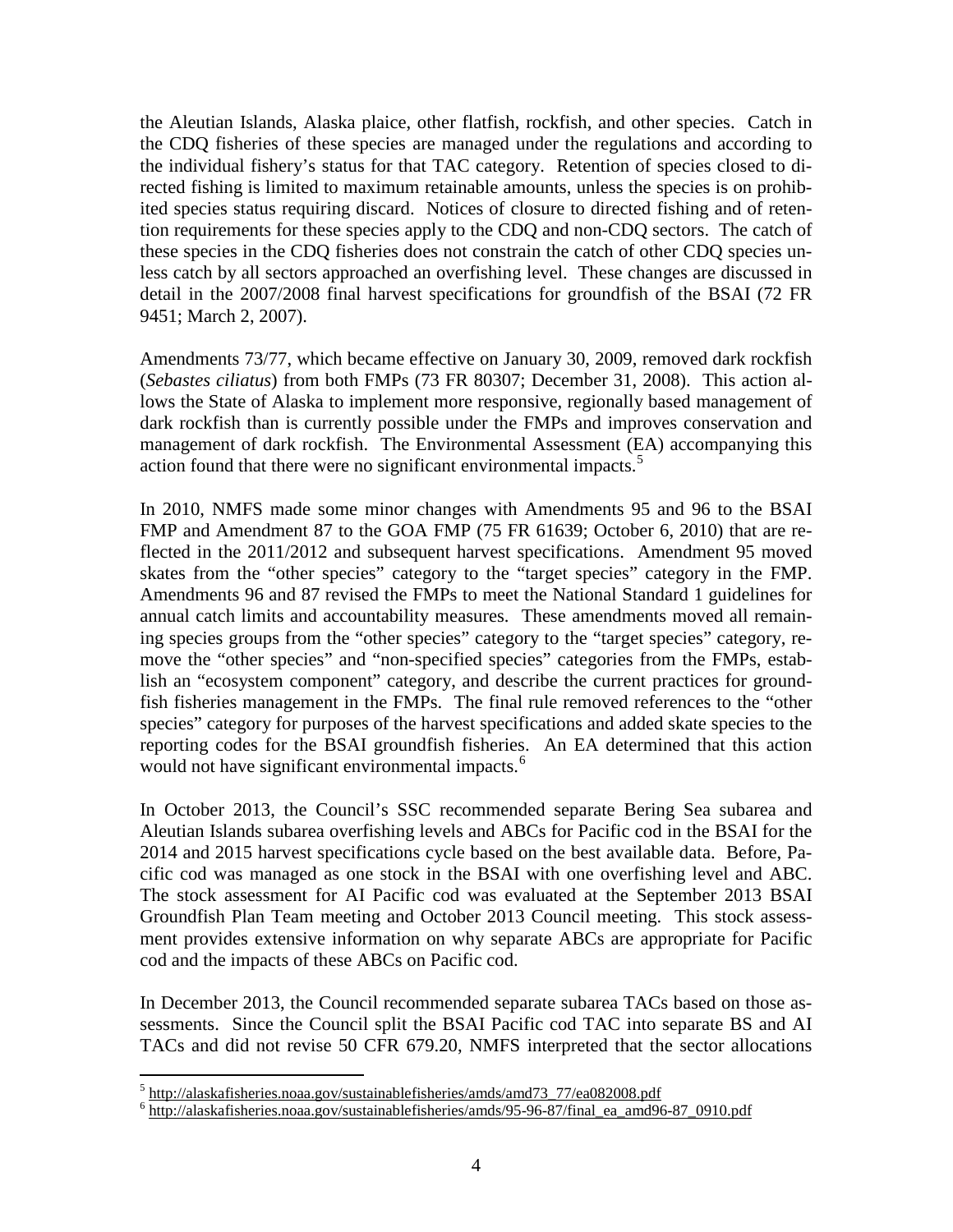the Aleutian Islands, Alaska plaice, other flatfish, rockfish, and other species. Catch in the CDQ fisheries of these species are managed under the regulations and according to the individual fishery's status for that TAC category. Retention of species closed to directed fishing is limited to maximum retainable amounts, unless the species is on prohibited species status requiring discard. Notices of closure to directed fishing and of retention requirements for these species apply to the CDQ and non-CDQ sectors. The catch of these species in the CDQ fisheries does not constrain the catch of other CDQ species unless catch by all sectors approached an overfishing level. These changes are discussed in detail in the 2007/2008 final harvest specifications for groundfish of the BSAI (72 FR 9451; March 2, 2007).

Amendments 73/77, which became effective on January 30, 2009, removed dark rockfish (*Sebastes ciliatus*) from both FMPs (73 FR 80307; December 31, 2008). This action allows the State of Alaska to implement more responsive, regionally based management of dark rockfish than is currently possible under the FMPs and improves conservation and management of dark rockfish. The Environmental Assessment (EA) accompanying this action found that there were no significant environmental impacts.[5]

In 2010, NMFS made some minor changes with Amendments 95 and 96 to the BSAI FMP and Amendment 87 to the GOA FMP (75 FR 61639; October 6, 2010) that are reflected in the 2011/2012 and subsequent harvest specifications. Amendment 95 moved skates from the "other species" category to the "target species" category in the FMP. Amendments 96 and 87 revised the FMPs to meet the National Standard 1 guidelines for annual catch limits and accountability measures. These amendments moved all remaining species groups from the "other species" category to the "target species" category, remove the "other species" and "non-specified species" categories from the FMPs, establish an "ecosystem component" category, and describe the current practices for groundfish fisheries management in the FMPs. The final rule removed references to the "other species" category for purposes of the harvest specifications and added skate species to the reporting codes for the BSAI groundfish fisheries. An EA determined that this action would not have significant environmental impacts.[6]

In October 2013, the Council's SSC recommended separate Bering Sea subarea and Aleutian Islands subarea overfishing levels and ABCs for Pacific cod in the BSAI for the 2014 and 2015 harvest specifications cycle based on the best available data. Before, Pacific cod was managed as one stock in the BSAI with one overfishing level and ABC. The stock assessment for AI Pacific cod was evaluated at the September 2013 BSAI Groundfish Plan Team meeting and October 2013 Council meeting. This stock assessment provides extensive information on why separate ABCs are appropriate for Pacific cod and the impacts of these ABCs on Pacific cod.

In December 2013, the Council recommended separate subarea TACs based on those assessments. Since the Council split the BSAI Pacific cod TAC into separate BS and AI TACs and did not revise 50 CFR 679.20, NMFS interpreted that the sector allocations

[5] http://alaskafisheries.noaa.gov/sustainablefisheries/amds/amd73_77/ea082008.pdf

[6] http://alaskafisheries.noaa.gov/sustainablefisheries/amds/95-96-87/final_ea_amd96-87_0910.pdf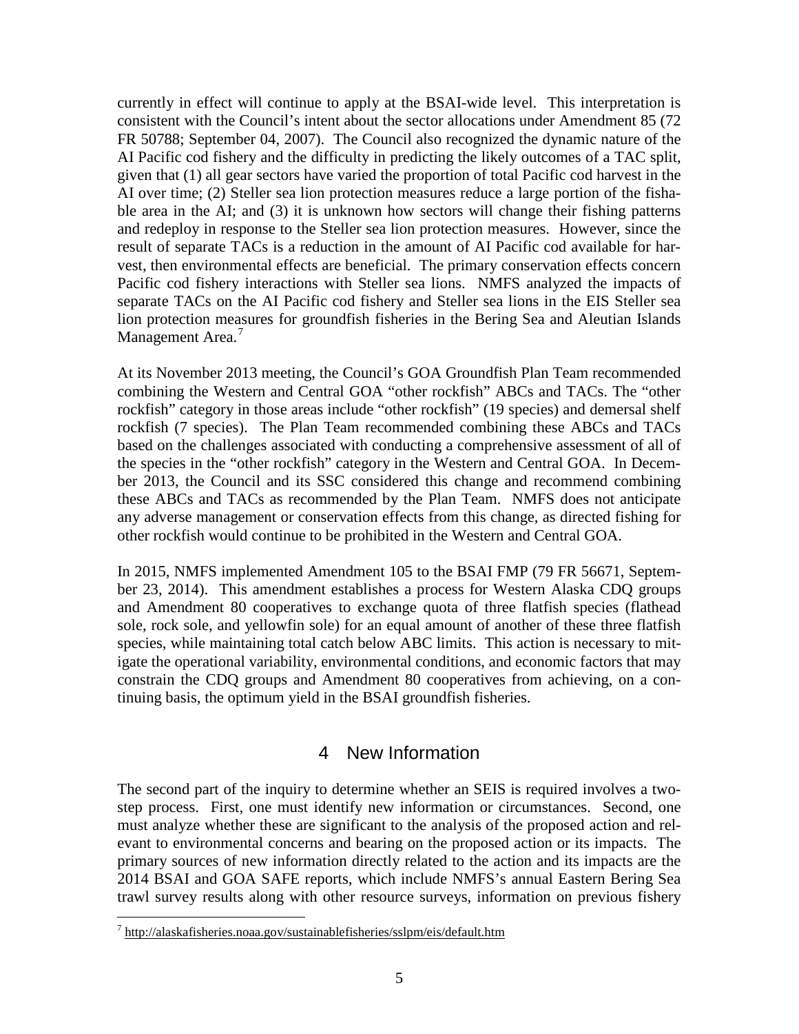currently in effect will continue to apply at the BSAI-wide level. This interpretation is consistent with the Council's intent about the sector allocations under Amendment 85 (72 FR 50788; September 04, 2007). The Council also recognized the dynamic nature of the AI Pacific cod fishery and the difficulty in predicting the likely outcomes of a TAC split, given that (1) all gear sectors have varied the proportion of total Pacific cod harvest in the AI over time; (2) Steller sea lion protection measures reduce a large portion of the fishable area in the AI; and (3) it is unknown how sectors will change their fishing patterns and redeploy in response to the Steller sea lion protection measures. However, since the result of separate TACs is a reduction in the amount of AI Pacific cod available for harvest, then environmental effects are beneficial. The primary conservation effects concern Pacific cod fishery interactions with Steller sea lions. NMFS analyzed the impacts of separate TACs on the AI Pacific cod fishery and Steller sea lions in the EIS Steller sea lion protection measures for groundfish fisheries in the Bering Sea and Aleutian Islands Management Area.[7]

At its November 2013 meeting, the Council's GOA Groundfish Plan Team recommended combining the Western and Central GOA "other rockfish" ABCs and TACs. The "other rockfish" category in those areas include "other rockfish" (19 species) and demersal shelf rockfish (7 species). The Plan Team recommended combining these ABCs and TACs based on the challenges associated with conducting a comprehensive assessment of all of the species in the "other rockfish" category in the Western and Central GOA. In December 2013, the Council and its SSC considered this change and recommend combining these ABCs and TACs as recommended by the Plan Team. NMFS does not anticipate any adverse management or conservation effects from this change, as directed fishing for other rockfish would continue to be prohibited in the Western and Central GOA.

In 2015, NMFS implemented Amendment 105 to the BSAI FMP (79 FR 56671, September 23, 2014). This amendment establishes a process for Western Alaska CDQ groups and Amendment 80 cooperatives to exchange quota of three flatfish species (flathead sole, rock sole, and yellowfin sole) for an equal amount of another of these three flatfish species, while maintaining total catch below ABC limits. This action is necessary to mitigate the operational variability, environmental conditions, and economic factors that may constrain the CDQ groups and Amendment 80 cooperatives from achieving, on a continuing basis, the optimum yield in the BSAI groundfish fisheries.

# 4 New Information

The second part of the inquiry to determine whether an SEIS is required involves a two-step process. First, one must identify new information or circumstances. Second, one must analyze whether these are significant to the analysis of the proposed action and relevant to environmental concerns and bearing on the proposed action or its impacts. The primary sources of new information directly related to the action and its impacts are the 2014 BSAI and GOA SAFE reports, which include NMFS's annual Eastern Bering Sea trawl survey results along with other resource surveys, information on previous fishery

[7] http://alaskafisheries.noaa.gov/sustainablefisheries/sslpm/eis/default.htm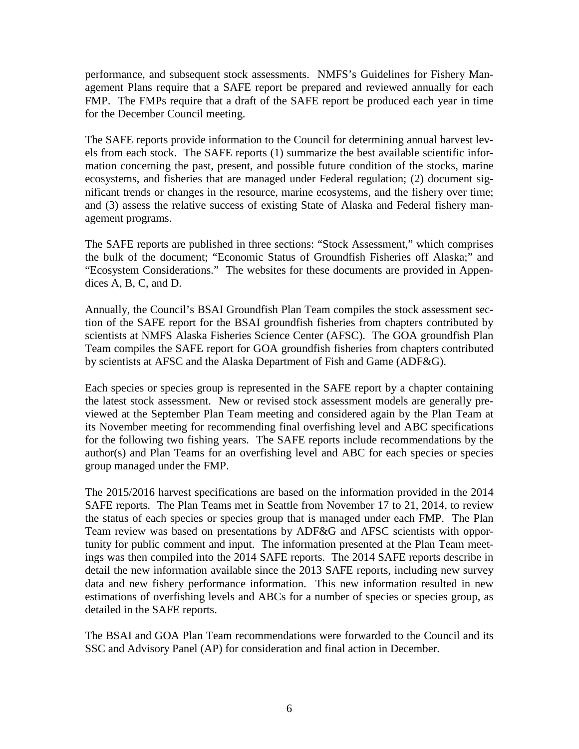performance, and subsequent stock assessments. NMFS's Guidelines for Fishery Management Plans require that a SAFE report be prepared and reviewed annually for each FMP. The FMPs require that a draft of the SAFE report be produced each year in time for the December Council meeting.

The SAFE reports provide information to the Council for determining annual harvest levels from each stock. The SAFE reports (1) summarize the best available scientific information concerning the past, present, and possible future condition of the stocks, marine ecosystems, and fisheries that are managed under Federal regulation; (2) document significant trends or changes in the resource, marine ecosystems, and the fishery over time; and (3) assess the relative success of existing State of Alaska and Federal fishery management programs.

The SAFE reports are published in three sections: "Stock Assessment," which comprises the bulk of the document; "Economic Status of Groundfish Fisheries off Alaska;" and "Ecosystem Considerations." The websites for these documents are provided in Appendices A, B, C, and D.

Annually, the Council's BSAI Groundfish Plan Team compiles the stock assessment section of the SAFE report for the BSAI groundfish fisheries from chapters contributed by scientists at NMFS Alaska Fisheries Science Center (AFSC). The GOA groundfish Plan Team compiles the SAFE report for GOA groundfish fisheries from chapters contributed by scientists at AFSC and the Alaska Department of Fish and Game (ADF&G).

Each species or species group is represented in the SAFE report by a chapter containing the latest stock assessment. New or revised stock assessment models are generally previewed at the September Plan Team meeting and considered again by the Plan Team at its November meeting for recommending final overfishing level and ABC specifications for the following two fishing years. The SAFE reports include recommendations by the author(s) and Plan Teams for an overfishing level and ABC for each species or species group managed under the FMP.

The 2015/2016 harvest specifications are based on the information provided in the 2014 SAFE reports. The Plan Teams met in Seattle from November 17 to 21, 2014, to review the status of each species or species group that is managed under each FMP. The Plan Team review was based on presentations by ADF&G and AFSC scientists with opportunity for public comment and input. The information presented at the Plan Team meetings was then compiled into the 2014 SAFE reports. The 2014 SAFE reports describe in detail the new information available since the 2013 SAFE reports, including new survey data and new fishery performance information. This new information resulted in new estimations of overfishing levels and ABCs for a number of species or species group, as detailed in the SAFE reports.

The BSAI and GOA Plan Team recommendations were forwarded to the Council and its SSC and Advisory Panel (AP) for consideration and final action in December.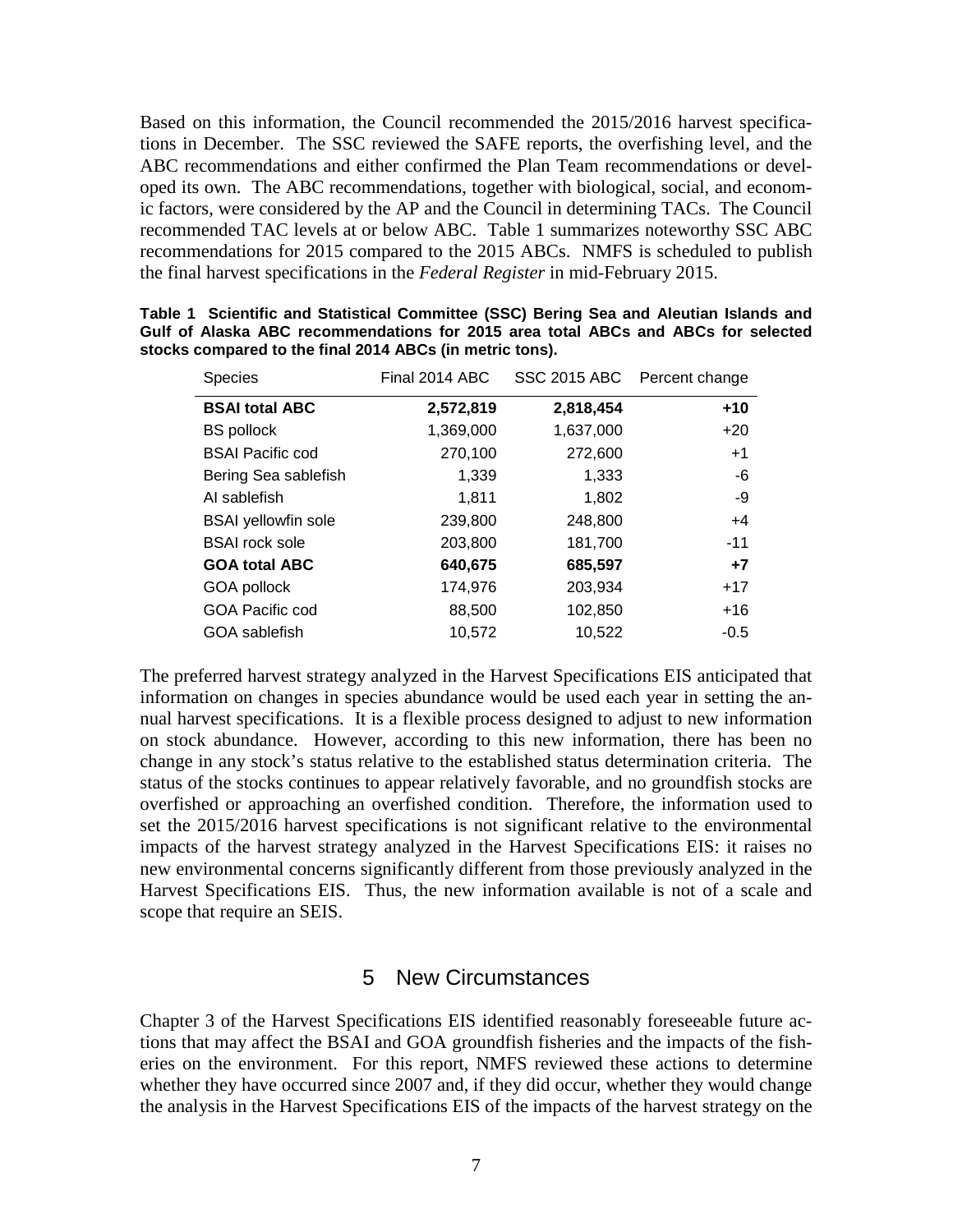Based on this information, the Council recommended the 2015/2016 harvest specifications in December. The SSC reviewed the SAFE reports, the overfishing level, and the ABC recommendations and either confirmed the Plan Team recommendations or developed its own. The ABC recommendations, together with biological, social, and economic factors, were considered by the AP and the Council in determining TACs. The Council recommended TAC levels at or below ABC. Table 1 summarizes noteworthy SSC ABC recommendations for 2015 compared to the 2015 ABCs. NMFS is scheduled to publish the final harvest specifications in the *Federal Register* in mid-February 2015.

**Table 1 Scientific and Statistical Committee (SSC) Bering Sea and Aleutian Islands and Gulf of Alaska ABC recommendations for 2015 area total ABCs and ABCs for selected stocks compared to the final 2014 ABCs (in metric tons).**

| Species | Final 2014 ABC | SSC 2015 ABC | Percent change |
|---|---|---|---|
| **BSAI total ABC** | **2,572,819** | **2,818,454** | **+10** |
| BS pollock | 1,369,000 | 1,637,000 | +20 |
| BSAI Pacific cod | 270,100 | 272,600 | +1 |
| Bering Sea sablefish | 1,339 | 1,333 | -6 |
| AI sablefish | 1,811 | 1,802 | -9 |
| BSAI yellowfin sole | 239,800 | 248,800 | +4 |
| BSAI rock sole | 203,800 | 181,700 | -11 |
| **GOA total ABC** | **640,675** | **685,597** | **+7** |
| GOA pollock | 174,976 | 203,934 | +17 |
| GOA Pacific cod | 88,500 | 102,850 | +16 |
| GOA sablefish | 10,572 | 10,522 | -0.5 |

The preferred harvest strategy analyzed in the Harvest Specifications EIS anticipated that information on changes in species abundance would be used each year in setting the annual harvest specifications. It is a flexible process designed to adjust to new information on stock abundance. However, according to this new information, there has been no change in any stock's status relative to the established status determination criteria. The status of the stocks continues to appear relatively favorable, and no groundfish stocks are overfished or approaching an overfished condition. Therefore, the information used to set the 2015/2016 harvest specifications is not significant relative to the environmental impacts of the harvest strategy analyzed in the Harvest Specifications EIS: it raises no new environmental concerns significantly different from those previously analyzed in the Harvest Specifications EIS. Thus, the new information available is not of a scale and scope that require an SEIS.

# 5 New Circumstances

Chapter 3 of the Harvest Specifications EIS identified reasonably foreseeable future actions that may affect the BSAI and GOA groundfish fisheries and the impacts of the fisheries on the environment. For this report, NMFS reviewed these actions to determine whether they have occurred since 2007 and, if they did occur, whether they would change the analysis in the Harvest Specifications EIS of the impacts of the harvest strategy on the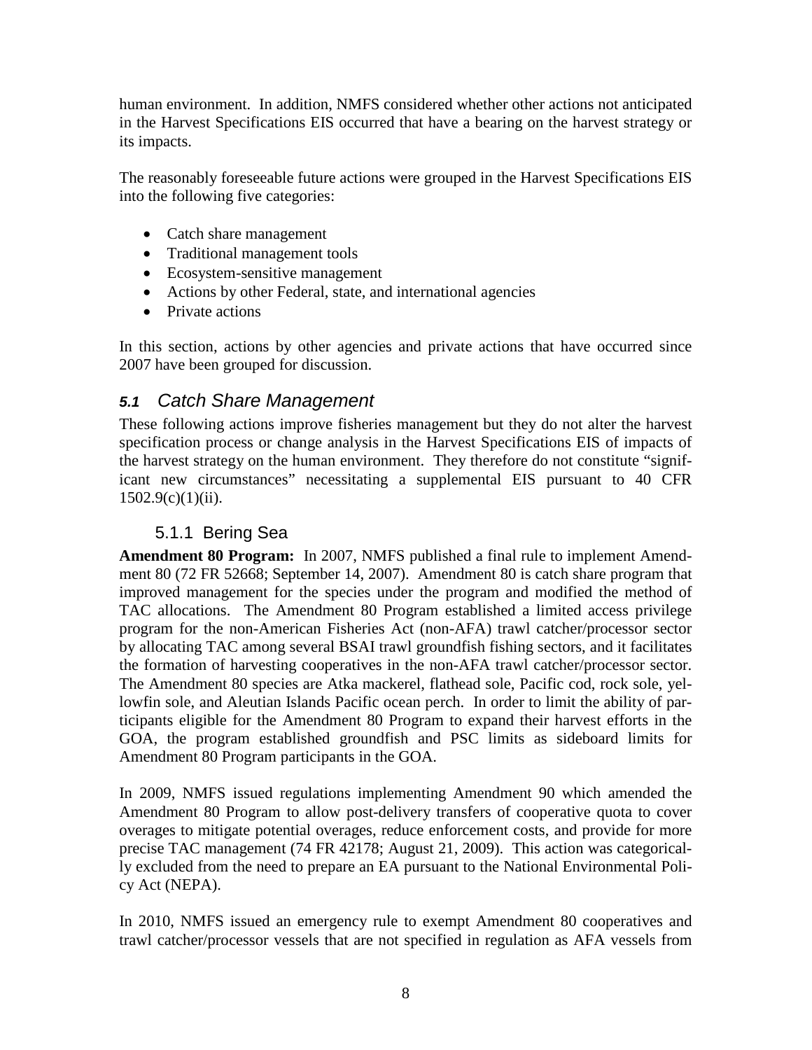human environment. In addition, NMFS considered whether other actions not anticipated in the Harvest Specifications EIS occurred that have a bearing on the harvest strategy or its impacts.

The reasonably foreseeable future actions were grouped in the Harvest Specifications EIS into the following five categories:

- Catch share management
- Traditional management tools
- Ecosystem-sensitive management
- Actions by other Federal, state, and international agencies
- Private actions

In this section, actions by other agencies and private actions that have occurred since 2007 have been grouped for discussion.

## *5.1 Catch Share Management*

These following actions improve fisheries management but they do not alter the harvest specification process or change analysis in the Harvest Specifications EIS of impacts of the harvest strategy on the human environment. They therefore do not constitute "significant new circumstances" necessitating a supplemental EIS pursuant to 40 CFR 1502.9(c)(1)(ii).

### 5.1.1 Bering Sea

**Amendment 80 Program:** In 2007, NMFS published a final rule to implement Amendment 80 (72 FR 52668; September 14, 2007). Amendment 80 is catch share program that improved management for the species under the program and modified the method of TAC allocations. The Amendment 80 Program established a limited access privilege program for the non-American Fisheries Act (non-AFA) trawl catcher/processor sector by allocating TAC among several BSAI trawl groundfish fishing sectors, and it facilitates the formation of harvesting cooperatives in the non-AFA trawl catcher/processor sector. The Amendment 80 species are Atka mackerel, flathead sole, Pacific cod, rock sole, yellowfin sole, and Aleutian Islands Pacific ocean perch. In order to limit the ability of participants eligible for the Amendment 80 Program to expand their harvest efforts in the GOA, the program established groundfish and PSC limits as sideboard limits for Amendment 80 Program participants in the GOA.

In 2009, NMFS issued regulations implementing Amendment 90 which amended the Amendment 80 Program to allow post-delivery transfers of cooperative quota to cover overages to mitigate potential overages, reduce enforcement costs, and provide for more precise TAC management (74 FR 42178; August 21, 2009). This action was categorically excluded from the need to prepare an EA pursuant to the National Environmental Policy Act (NEPA).

In 2010, NMFS issued an emergency rule to exempt Amendment 80 cooperatives and trawl catcher/processor vessels that are not specified in regulation as AFA vessels from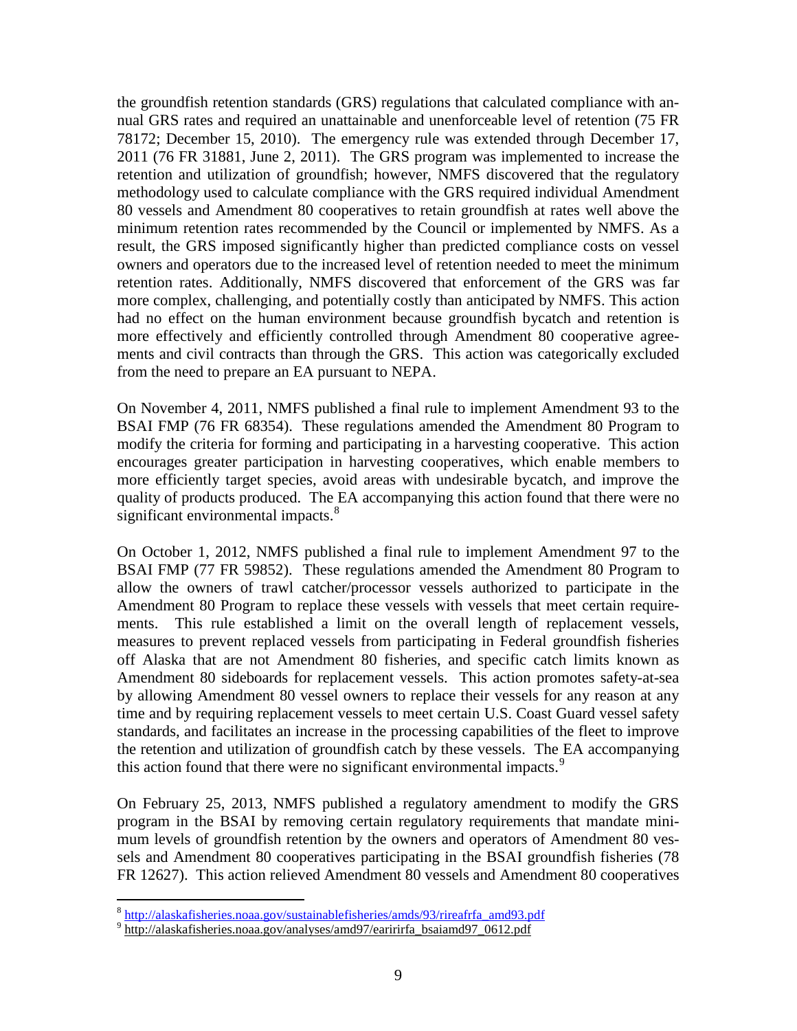the groundfish retention standards (GRS) regulations that calculated compliance with annual GRS rates and required an unattainable and unenforceable level of retention (75 FR 78172; December 15, 2010). The emergency rule was extended through December 17, 2011 (76 FR 31881, June 2, 2011). The GRS program was implemented to increase the retention and utilization of groundfish; however, NMFS discovered that the regulatory methodology used to calculate compliance with the GRS required individual Amendment 80 vessels and Amendment 80 cooperatives to retain groundfish at rates well above the minimum retention rates recommended by the Council or implemented by NMFS. As a result, the GRS imposed significantly higher than predicted compliance costs on vessel owners and operators due to the increased level of retention needed to meet the minimum retention rates. Additionally, NMFS discovered that enforcement of the GRS was far more complex, challenging, and potentially costly than anticipated by NMFS. This action had no effect on the human environment because groundfish bycatch and retention is more effectively and efficiently controlled through Amendment 80 cooperative agreements and civil contracts than through the GRS. This action was categorically excluded from the need to prepare an EA pursuant to NEPA.

On November 4, 2011, NMFS published a final rule to implement Amendment 93 to the BSAI FMP (76 FR 68354). These regulations amended the Amendment 80 Program to modify the criteria for forming and participating in a harvesting cooperative. This action encourages greater participation in harvesting cooperatives, which enable members to more efficiently target species, avoid areas with undesirable bycatch, and improve the quality of products produced. The EA accompanying this action found that there were no significant environmental impacts.[8]

On October 1, 2012, NMFS published a final rule to implement Amendment 97 to the BSAI FMP (77 FR 59852). These regulations amended the Amendment 80 Program to allow the owners of trawl catcher/processor vessels authorized to participate in the Amendment 80 Program to replace these vessels with vessels that meet certain requirements. This rule established a limit on the overall length of replacement vessels, measures to prevent replaced vessels from participating in Federal groundfish fisheries off Alaska that are not Amendment 80 fisheries, and specific catch limits known as Amendment 80 sideboards for replacement vessels. This action promotes safety-at-sea by allowing Amendment 80 vessel owners to replace their vessels for any reason at any time and by requiring replacement vessels to meet certain U.S. Coast Guard vessel safety standards, and facilitates an increase in the processing capabilities of the fleet to improve the retention and utilization of groundfish catch by these vessels. The EA accompanying this action found that there were no significant environmental impacts.[9]

On February 25, 2013, NMFS published a regulatory amendment to modify the GRS program in the BSAI by removing certain regulatory requirements that mandate minimum levels of groundfish retention by the owners and operators of Amendment 80 vessels and Amendment 80 cooperatives participating in the BSAI groundfish fisheries (78 FR 12627). This action relieved Amendment 80 vessels and Amendment 80 cooperatives

---

[8] http://alaskafisheries.noaa.gov/sustainablefisheries/amds/93/rireafrfa_amd93.pdf

[9] http://alaskafisheries.noaa.gov/analyses/amd97/earirirfa_bsaiamd97_0612.pdf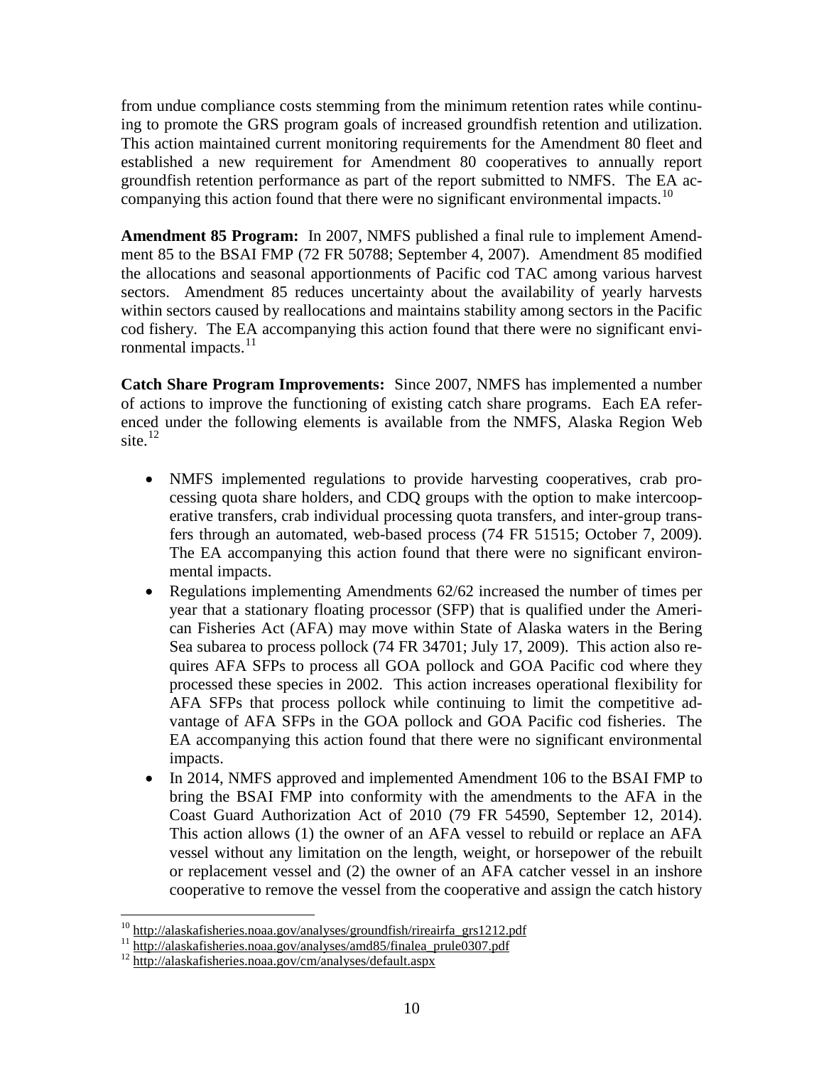from undue compliance costs stemming from the minimum retention rates while continuing to promote the GRS program goals of increased groundfish retention and utilization. This action maintained current monitoring requirements for the Amendment 80 fleet and established a new requirement for Amendment 80 cooperatives to annually report groundfish retention performance as part of the report submitted to NMFS. The EA accompanying this action found that there were no significant environmental impacts.[10]

**Amendment 85 Program:** In 2007, NMFS published a final rule to implement Amendment 85 to the BSAI FMP (72 FR 50788; September 4, 2007). Amendment 85 modified the allocations and seasonal apportionments of Pacific cod TAC among various harvest sectors. Amendment 85 reduces uncertainty about the availability of yearly harvests within sectors caused by reallocations and maintains stability among sectors in the Pacific cod fishery. The EA accompanying this action found that there were no significant environmental impacts.[11]

**Catch Share Program Improvements:** Since 2007, NMFS has implemented a number of actions to improve the functioning of existing catch share programs. Each EA referenced under the following elements is available from the NMFS, Alaska Region Web site.[12]

- NMFS implemented regulations to provide harvesting cooperatives, crab processing quota share holders, and CDQ groups with the option to make intercooperative transfers, crab individual processing quota transfers, and inter-group transfers through an automated, web-based process (74 FR 51515; October 7, 2009). The EA accompanying this action found that there were no significant environmental impacts.
- Regulations implementing Amendments 62/62 increased the number of times per year that a stationary floating processor (SFP) that is qualified under the American Fisheries Act (AFA) may move within State of Alaska waters in the Bering Sea subarea to process pollock (74 FR 34701; July 17, 2009). This action also requires AFA SFPs to process all GOA pollock and GOA Pacific cod where they processed these species in 2002. This action increases operational flexibility for AFA SFPs that process pollock while continuing to limit the competitive advantage of AFA SFPs in the GOA pollock and GOA Pacific cod fisheries. The EA accompanying this action found that there were no significant environmental impacts.
- In 2014, NMFS approved and implemented Amendment 106 to the BSAI FMP to bring the BSAI FMP into conformity with the amendments to the AFA in the Coast Guard Authorization Act of 2010 (79 FR 54590, September 12, 2014). This action allows (1) the owner of an AFA vessel to rebuild or replace an AFA vessel without any limitation on the length, weight, or horsepower of the rebuilt or replacement vessel and (2) the owner of an AFA catcher vessel in an inshore cooperative to remove the vessel from the cooperative and assign the catch history

---

[10] http://alaskafisheries.noaa.gov/analyses/groundfish/rireairfa_grs1212.pdf

[11] http://alaskafisheries.noaa.gov/analyses/amd85/finalea_prule0307.pdf

[12] http://alaskafisheries.noaa.gov/cm/analyses/default.aspx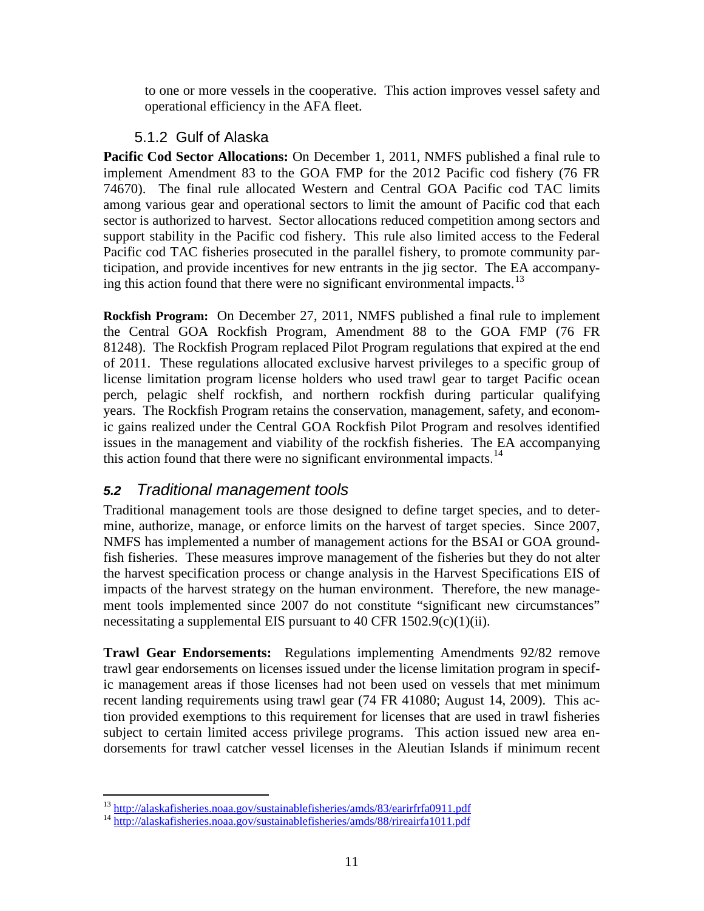to one or more vessels in the cooperative. This action improves vessel safety and operational efficiency in the AFA fleet.

### 5.1.2 Gulf of Alaska

**Pacific Cod Sector Allocations:** On December 1, 2011, NMFS published a final rule to implement Amendment 83 to the GOA FMP for the 2012 Pacific cod fishery (76 FR 74670). The final rule allocated Western and Central GOA Pacific cod TAC limits among various gear and operational sectors to limit the amount of Pacific cod that each sector is authorized to harvest. Sector allocations reduced competition among sectors and support stability in the Pacific cod fishery. This rule also limited access to the Federal Pacific cod TAC fisheries prosecuted in the parallel fishery, to promote community participation, and provide incentives for new entrants in the jig sector. The EA accompanying this action found that there were no significant environmental impacts.[13]

**Rockfish Program:** On December 27, 2011, NMFS published a final rule to implement the Central GOA Rockfish Program, Amendment 88 to the GOA FMP (76 FR 81248). The Rockfish Program replaced Pilot Program regulations that expired at the end of 2011. These regulations allocated exclusive harvest privileges to a specific group of license limitation program license holders who used trawl gear to target Pacific ocean perch, pelagic shelf rockfish, and northern rockfish during particular qualifying years. The Rockfish Program retains the conservation, management, safety, and economic gains realized under the Central GOA Rockfish Pilot Program and resolves identified issues in the management and viability of the rockfish fisheries. The EA accompanying this action found that there were no significant environmental impacts.[14]

## *5.2 Traditional management tools*

Traditional management tools are those designed to define target species, and to determine, authorize, manage, or enforce limits on the harvest of target species. Since 2007, NMFS has implemented a number of management actions for the BSAI or GOA groundfish fisheries. These measures improve management of the fisheries but they do not alter the harvest specification process or change analysis in the Harvest Specifications EIS of impacts of the harvest strategy on the human environment. Therefore, the new management tools implemented since 2007 do not constitute "significant new circumstances" necessitating a supplemental EIS pursuant to 40 CFR 1502.9(c)(1)(ii).

**Trawl Gear Endorsements:** Regulations implementing Amendments 92/82 remove trawl gear endorsements on licenses issued under the license limitation program in specific management areas if those licenses had not been used on vessels that met minimum recent landing requirements using trawl gear (74 FR 41080; August 14, 2009). This action provided exemptions to this requirement for licenses that are used in trawl fisheries subject to certain limited access privilege programs. This action issued new area endorsements for trawl catcher vessel licenses in the Aleutian Islands if minimum recent

---

[13] http://alaskafisheries.noaa.gov/sustainablefisheries/amds/83/earirfrfa0911.pdf

[14] http://alaskafisheries.noaa.gov/sustainablefisheries/amds/88/rireairfa1011.pdf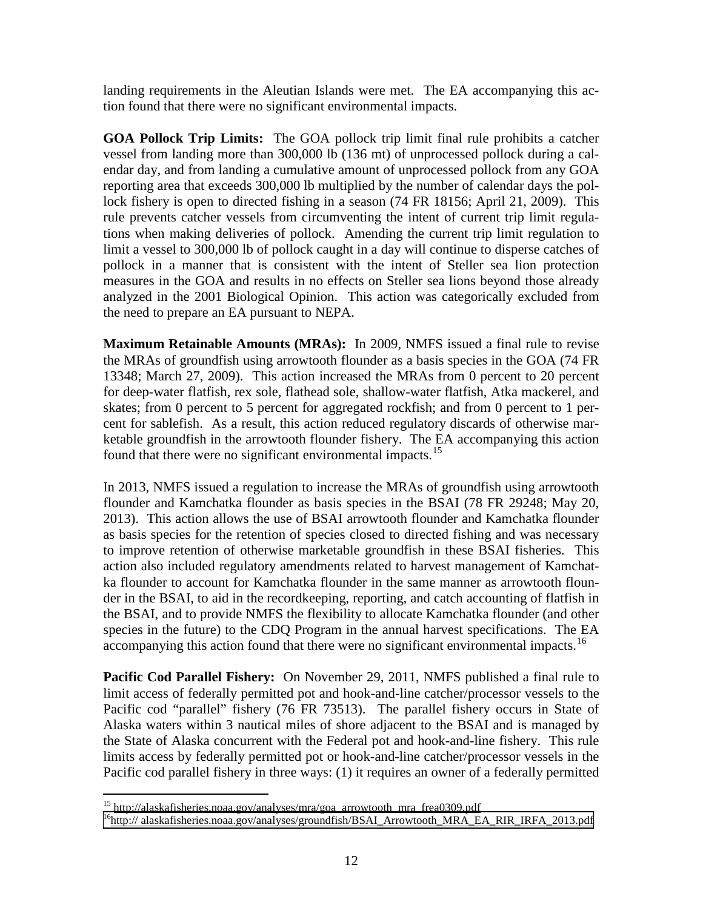landing requirements in the Aleutian Islands were met. The EA accompanying this action found that there were no significant environmental impacts.

**GOA Pollock Trip Limits:** The GOA pollock trip limit final rule prohibits a catcher vessel from landing more than 300,000 lb (136 mt) of unprocessed pollock during a calendar day, and from landing a cumulative amount of unprocessed pollock from any GOA reporting area that exceeds 300,000 lb multiplied by the number of calendar days the pollock fishery is open to directed fishing in a season (74 FR 18156; April 21, 2009). This rule prevents catcher vessels from circumventing the intent of current trip limit regulations when making deliveries of pollock. Amending the current trip limit regulation to limit a vessel to 300,000 lb of pollock caught in a day will continue to disperse catches of pollock in a manner that is consistent with the intent of Steller sea lion protection measures in the GOA and results in no effects on Steller sea lions beyond those already analyzed in the 2001 Biological Opinion. This action was categorically excluded from the need to prepare an EA pursuant to NEPA.

**Maximum Retainable Amounts (MRAs):** In 2009, NMFS issued a final rule to revise the MRAs of groundfish using arrowtooth flounder as a basis species in the GOA (74 FR 13348; March 27, 2009). This action increased the MRAs from 0 percent to 20 percent for deep-water flatfish, rex sole, flathead sole, shallow-water flatfish, Atka mackerel, and skates; from 0 percent to 5 percent for aggregated rockfish; and from 0 percent to 1 percent for sablefish. As a result, this action reduced regulatory discards of otherwise marketable groundfish in the arrowtooth flounder fishery. The EA accompanying this action found that there were no significant environmental impacts.[15]

In 2013, NMFS issued a regulation to increase the MRAs of groundfish using arrowtooth flounder and Kamchatka flounder as basis species in the BSAI (78 FR 29248; May 20, 2013). This action allows the use of BSAI arrowtooth flounder and Kamchatka flounder as basis species for the retention of species closed to directed fishing and was necessary to improve retention of otherwise marketable groundfish in these BSAI fisheries. This action also included regulatory amendments related to harvest management of Kamchatka flounder to account for Kamchatka flounder in the same manner as arrowtooth flounder in the BSAI, to aid in the recordkeeping, reporting, and catch accounting of flatfish in the BSAI, and to provide NMFS the flexibility to allocate Kamchatka flounder (and other species in the future) to the CDQ Program in the annual harvest specifications. The EA accompanying this action found that there were no significant environmental impacts.[16]

**Pacific Cod Parallel Fishery:** On November 29, 2011, NMFS published a final rule to limit access of federally permitted pot and hook-and-line catcher/processor vessels to the Pacific cod "parallel" fishery (76 FR 73513). The parallel fishery occurs in State of Alaska waters within 3 nautical miles of shore adjacent to the BSAI and is managed by the State of Alaska concurrent with the Federal pot and hook-and-line fishery. This rule limits access by federally permitted pot or hook-and-line catcher/processor vessels in the Pacific cod parallel fishery in three ways: (1) it requires an owner of a federally permitted

---

[15] http://alaskafisheries.noaa.gov/analyses/mra/goa_arrowtooth_mra_frea0309.pdf

[16] http:// alaskafisheries.noaa.gov/analyses/groundfish/BSAI_Arrowtooth_MRA_EA_RIR_IRFA_2013.pdf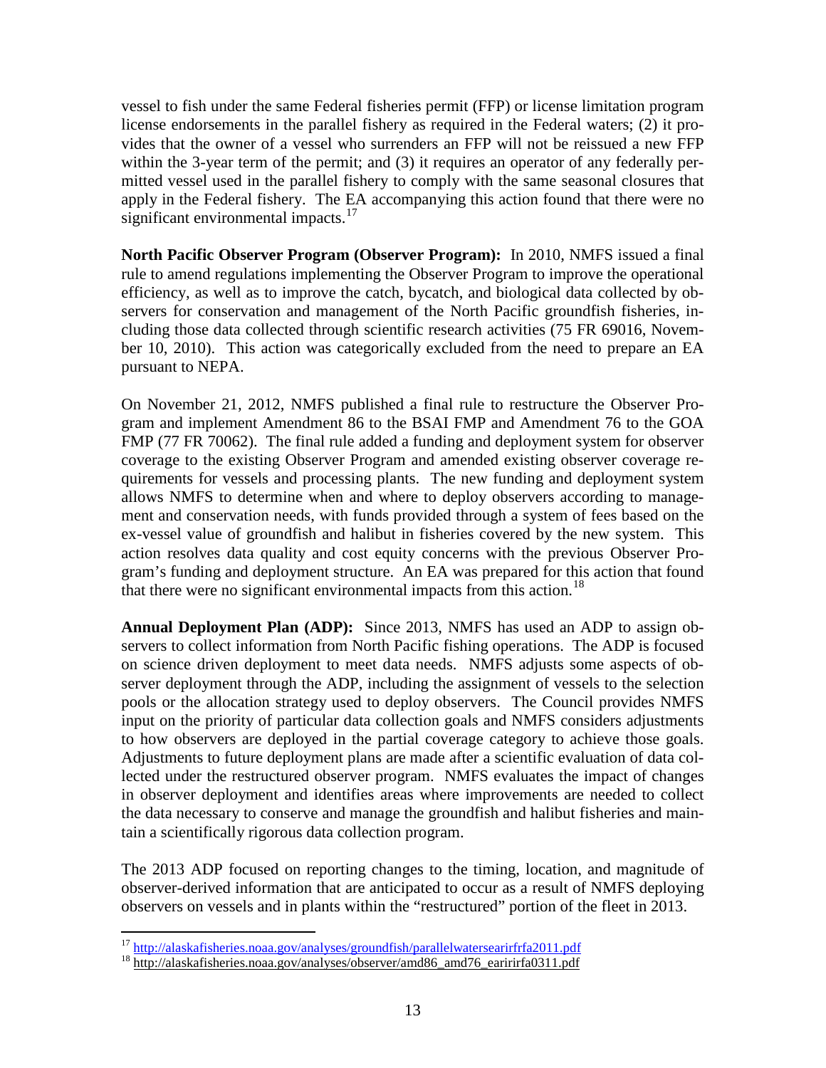vessel to fish under the same Federal fisheries permit (FFP) or license limitation program license endorsements in the parallel fishery as required in the Federal waters; (2) it provides that the owner of a vessel who surrenders an FFP will not be reissued a new FFP within the 3-year term of the permit; and (3) it requires an operator of any federally permitted vessel used in the parallel fishery to comply with the same seasonal closures that apply in the Federal fishery. The EA accompanying this action found that there were no significant environmental impacts.[17]

**North Pacific Observer Program (Observer Program):** In 2010, NMFS issued a final rule to amend regulations implementing the Observer Program to improve the operational efficiency, as well as to improve the catch, bycatch, and biological data collected by observers for conservation and management of the North Pacific groundfish fisheries, including those data collected through scientific research activities (75 FR 69016, November 10, 2010). This action was categorically excluded from the need to prepare an EA pursuant to NEPA.

On November 21, 2012, NMFS published a final rule to restructure the Observer Program and implement Amendment 86 to the BSAI FMP and Amendment 76 to the GOA FMP (77 FR 70062). The final rule added a funding and deployment system for observer coverage to the existing Observer Program and amended existing observer coverage requirements for vessels and processing plants. The new funding and deployment system allows NMFS to determine when and where to deploy observers according to management and conservation needs, with funds provided through a system of fees based on the ex-vessel value of groundfish and halibut in fisheries covered by the new system. This action resolves data quality and cost equity concerns with the previous Observer Program's funding and deployment structure. An EA was prepared for this action that found that there were no significant environmental impacts from this action.[18]

**Annual Deployment Plan (ADP):** Since 2013, NMFS has used an ADP to assign observers to collect information from North Pacific fishing operations. The ADP is focused on science driven deployment to meet data needs. NMFS adjusts some aspects of observer deployment through the ADP, including the assignment of vessels to the selection pools or the allocation strategy used to deploy observers. The Council provides NMFS input on the priority of particular data collection goals and NMFS considers adjustments to how observers are deployed in the partial coverage category to achieve those goals. Adjustments to future deployment plans are made after a scientific evaluation of data collected under the restructured observer program. NMFS evaluates the impact of changes in observer deployment and identifies areas where improvements are needed to collect the data necessary to conserve and manage the groundfish and halibut fisheries and maintain a scientifically rigorous data collection program.

The 2013 ADP focused on reporting changes to the timing, location, and magnitude of observer-derived information that are anticipated to occur as a result of NMFS deploying observers on vessels and in plants within the "restructured" portion of the fleet in 2013.

---

[17] http://alaskafisheries.noaa.gov/analyses/groundfish/parallelwatersearirfrfa2011.pdf

[18] http://alaskafisheries.noaa.gov/analyses/observer/amd86_amd76_earirirfa0311.pdf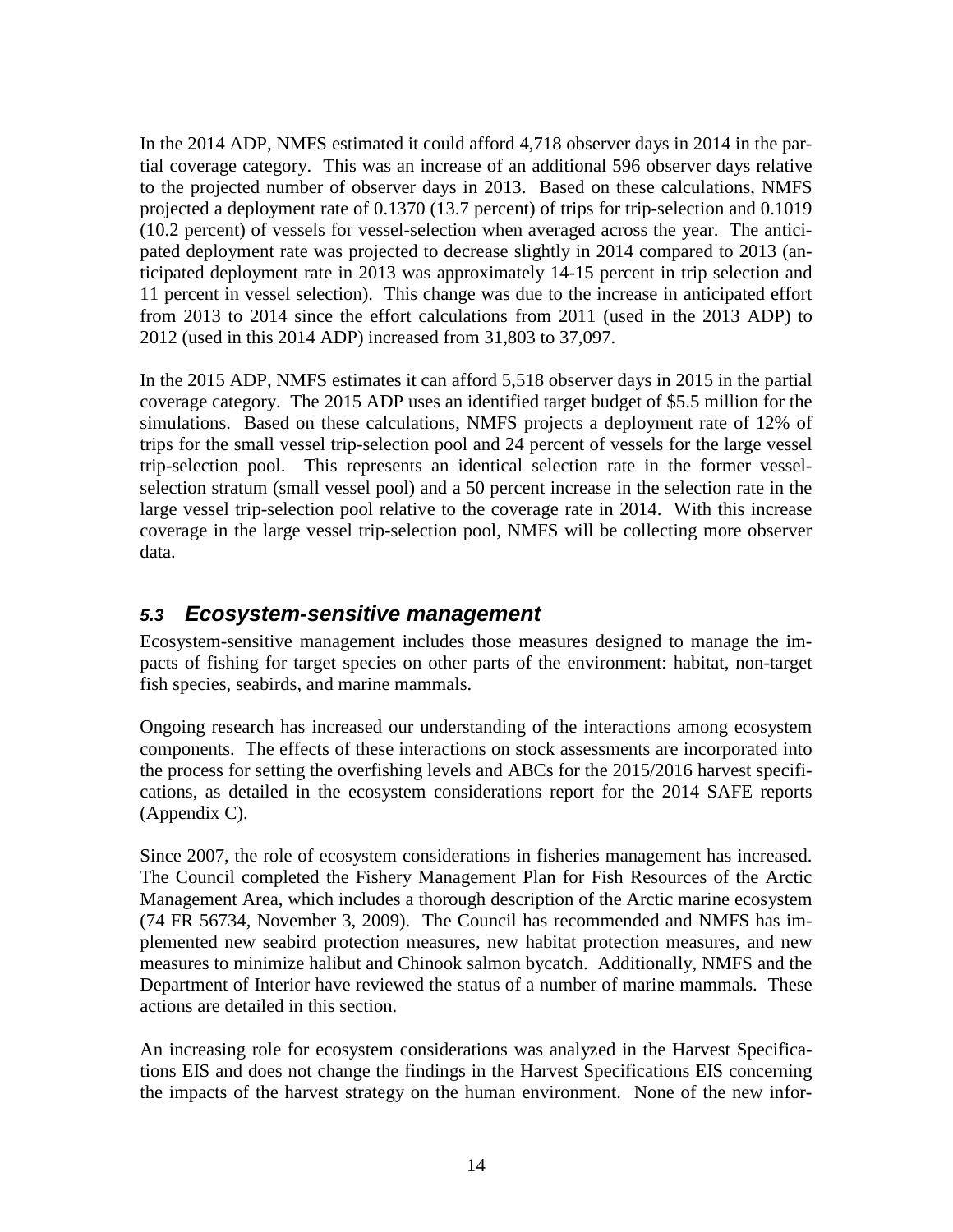In the 2014 ADP, NMFS estimated it could afford 4,718 observer days in 2014 in the partial coverage category. This was an increase of an additional 596 observer days relative to the projected number of observer days in 2013. Based on these calculations, NMFS projected a deployment rate of 0.1370 (13.7 percent) of trips for trip-selection and 0.1019 (10.2 percent) of vessels for vessel-selection when averaged across the year. The anticipated deployment rate was projected to decrease slightly in 2014 compared to 2013 (anticipated deployment rate in 2013 was approximately 14-15 percent in trip selection and 11 percent in vessel selection). This change was due to the increase in anticipated effort from 2013 to 2014 since the effort calculations from 2011 (used in the 2013 ADP) to 2012 (used in this 2014 ADP) increased from 31,803 to 37,097.

In the 2015 ADP, NMFS estimates it can afford 5,518 observer days in 2015 in the partial coverage category. The 2015 ADP uses an identified target budget of $5.5 million for the simulations. Based on these calculations, NMFS projects a deployment rate of 12% of trips for the small vessel trip-selection pool and 24 percent of vessels for the large vessel trip-selection pool. This represents an identical selection rate in the former vessel-selection stratum (small vessel pool) and a 50 percent increase in the selection rate in the large vessel trip-selection pool relative to the coverage rate in 2014. With this increase coverage in the large vessel trip-selection pool, NMFS will be collecting more observer data.

## 5.3 Ecosystem-sensitive management

Ecosystem-sensitive management includes those measures designed to manage the impacts of fishing for target species on other parts of the environment: habitat, non-target fish species, seabirds, and marine mammals.

Ongoing research has increased our understanding of the interactions among ecosystem components. The effects of these interactions on stock assessments are incorporated into the process for setting the overfishing levels and ABCs for the 2015/2016 harvest specifications, as detailed in the ecosystem considerations report for the 2014 SAFE reports (Appendix C).

Since 2007, the role of ecosystem considerations in fisheries management has increased. The Council completed the Fishery Management Plan for Fish Resources of the Arctic Management Area, which includes a thorough description of the Arctic marine ecosystem (74 FR 56734, November 3, 2009). The Council has recommended and NMFS has implemented new seabird protection measures, new habitat protection measures, and new measures to minimize halibut and Chinook salmon bycatch. Additionally, NMFS and the Department of Interior have reviewed the status of a number of marine mammals. These actions are detailed in this section.

An increasing role for ecosystem considerations was analyzed in the Harvest Specifications EIS and does not change the findings in the Harvest Specifications EIS concerning the impacts of the harvest strategy on the human environment. None of the new infor-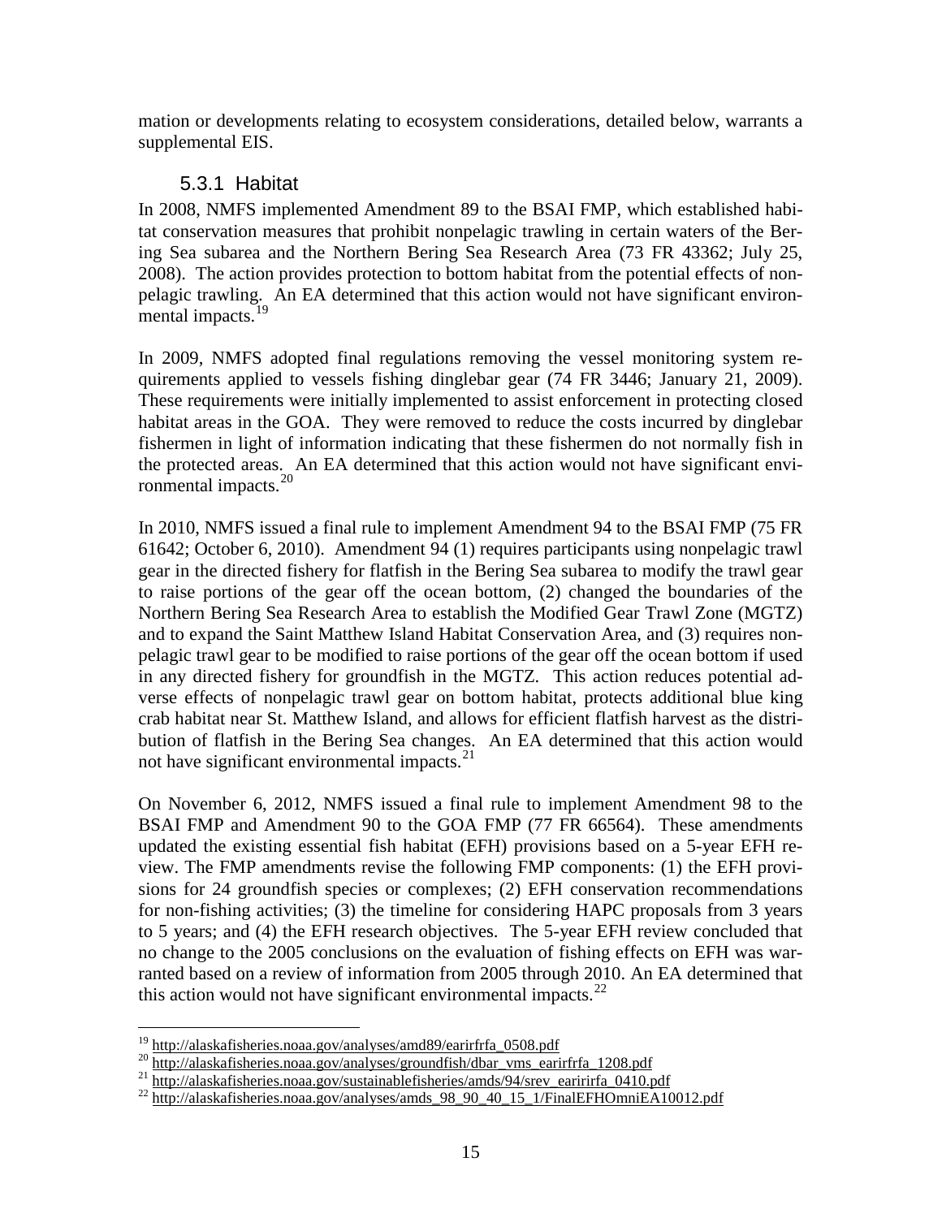mation or developments relating to ecosystem considerations, detailed below, warrants a supplemental EIS.

### 5.3.1 Habitat

In 2008, NMFS implemented Amendment 89 to the BSAI FMP, which established habitat conservation measures that prohibit nonpelagic trawling in certain waters of the Bering Sea subarea and the Northern Bering Sea Research Area (73 FR 43362; July 25, 2008). The action provides protection to bottom habitat from the potential effects of nonpelagic trawling. An EA determined that this action would not have significant environmental impacts.[19]

In 2009, NMFS adopted final regulations removing the vessel monitoring system requirements applied to vessels fishing dinglebar gear (74 FR 3446; January 21, 2009). These requirements were initially implemented to assist enforcement in protecting closed habitat areas in the GOA. They were removed to reduce the costs incurred by dinglebar fishermen in light of information indicating that these fishermen do not normally fish in the protected areas. An EA determined that this action would not have significant environmental impacts.[20]

In 2010, NMFS issued a final rule to implement Amendment 94 to the BSAI FMP (75 FR 61642; October 6, 2010). Amendment 94 (1) requires participants using nonpelagic trawl gear in the directed fishery for flatfish in the Bering Sea subarea to modify the trawl gear to raise portions of the gear off the ocean bottom, (2) changed the boundaries of the Northern Bering Sea Research Area to establish the Modified Gear Trawl Zone (MGTZ) and to expand the Saint Matthew Island Habitat Conservation Area, and (3) requires nonpelagic trawl gear to be modified to raise portions of the gear off the ocean bottom if used in any directed fishery for groundfish in the MGTZ. This action reduces potential adverse effects of nonpelagic trawl gear on bottom habitat, protects additional blue king crab habitat near St. Matthew Island, and allows for efficient flatfish harvest as the distribution of flatfish in the Bering Sea changes. An EA determined that this action would not have significant environmental impacts.[21]

On November 6, 2012, NMFS issued a final rule to implement Amendment 98 to the BSAI FMP and Amendment 90 to the GOA FMP (77 FR 66564). These amendments updated the existing essential fish habitat (EFH) provisions based on a 5-year EFH review. The FMP amendments revise the following FMP components: (1) the EFH provisions for 24 groundfish species or complexes; (2) EFH conservation recommendations for non-fishing activities; (3) the timeline for considering HAPC proposals from 3 years to 5 years; and (4) the EFH research objectives. The 5-year EFH review concluded that no change to the 2005 conclusions on the evaluation of fishing effects on EFH was warranted based on a review of information from 2005 through 2010. An EA determined that this action would not have significant environmental impacts.[22]

---

[19] http://alaskafisheries.noaa.gov/analyses/amd89/earirfrfa_0508.pdf

[20] http://alaskafisheries.noaa.gov/analyses/groundfish/dbar_vms_earirfrfa_1208.pdf

[21] http://alaskafisheries.noaa.gov/sustainablefisheries/amds/94/srev_earirirfa_0410.pdf

[22] http://alaskafisheries.noaa.gov/analyses/amds_98_90_40_15_1/FinalEFHOmniEA10012.pdf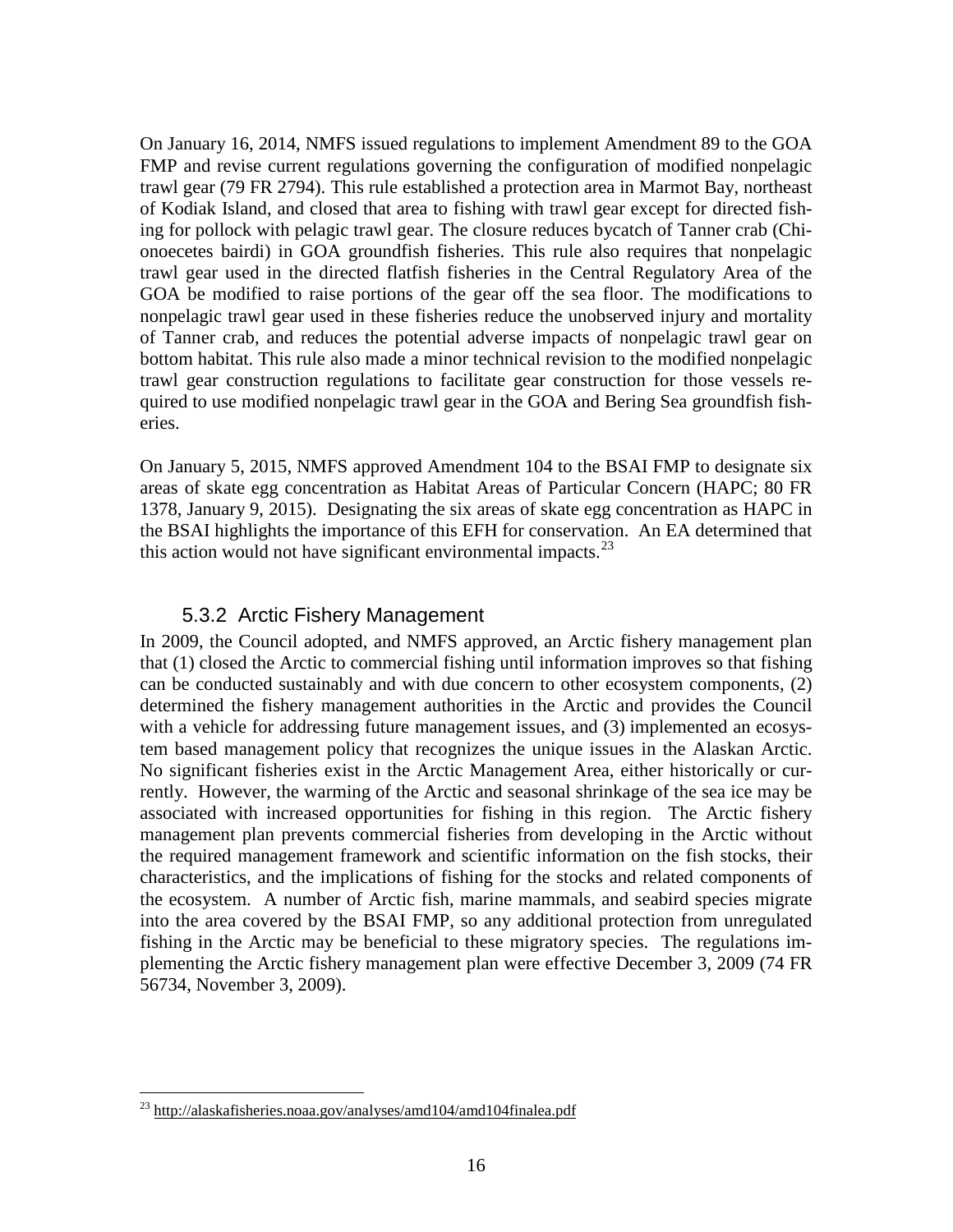On January 16, 2014, NMFS issued regulations to implement Amendment 89 to the GOA FMP and revise current regulations governing the configuration of modified nonpelagic trawl gear (79 FR 2794). This rule established a protection area in Marmot Bay, northeast of Kodiak Island, and closed that area to fishing with trawl gear except for directed fishing for pollock with pelagic trawl gear. The closure reduces bycatch of Tanner crab (Chionoecetes bairdi) in GOA groundfish fisheries. This rule also requires that nonpelagic trawl gear used in the directed flatfish fisheries in the Central Regulatory Area of the GOA be modified to raise portions of the gear off the sea floor. The modifications to nonpelagic trawl gear used in these fisheries reduce the unobserved injury and mortality of Tanner crab, and reduces the potential adverse impacts of nonpelagic trawl gear on bottom habitat. This rule also made a minor technical revision to the modified nonpelagic trawl gear construction regulations to facilitate gear construction for those vessels required to use modified nonpelagic trawl gear in the GOA and Bering Sea groundfish fisheries.

On January 5, 2015, NMFS approved Amendment 104 to the BSAI FMP to designate six areas of skate egg concentration as Habitat Areas of Particular Concern (HAPC; 80 FR 1378, January 9, 2015). Designating the six areas of skate egg concentration as HAPC in the BSAI highlights the importance of this EFH for conservation. An EA determined that this action would not have significant environmental impacts.[23]

### 5.3.2 Arctic Fishery Management

In 2009, the Council adopted, and NMFS approved, an Arctic fishery management plan that (1) closed the Arctic to commercial fishing until information improves so that fishing can be conducted sustainably and with due concern to other ecosystem components, (2) determined the fishery management authorities in the Arctic and provides the Council with a vehicle for addressing future management issues, and (3) implemented an ecosystem based management policy that recognizes the unique issues in the Alaskan Arctic. No significant fisheries exist in the Arctic Management Area, either historically or currently. However, the warming of the Arctic and seasonal shrinkage of the sea ice may be associated with increased opportunities for fishing in this region. The Arctic fishery management plan prevents commercial fisheries from developing in the Arctic without the required management framework and scientific information on the fish stocks, their characteristics, and the implications of fishing for the stocks and related components of the ecosystem. A number of Arctic fish, marine mammals, and seabird species migrate into the area covered by the BSAI FMP, so any additional protection from unregulated fishing in the Arctic may be beneficial to these migratory species. The regulations implementing the Arctic fishery management plan were effective December 3, 2009 (74 FR 56734, November 3, 2009).

[23] http://alaskafisheries.noaa.gov/analyses/amd104/amd104finalea.pdf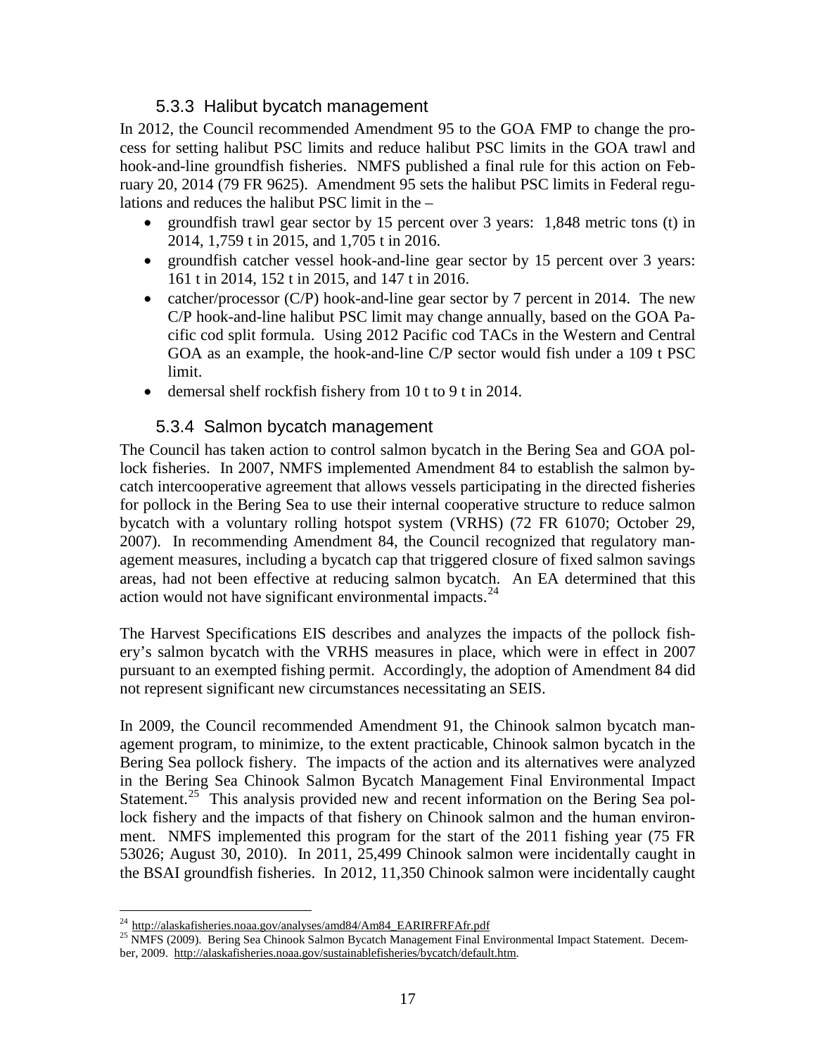### 5.3.3 Halibut bycatch management

In 2012, the Council recommended Amendment 95 to the GOA FMP to change the process for setting halibut PSC limits and reduce halibut PSC limits in the GOA trawl and hook-and-line groundfish fisheries. NMFS published a final rule for this action on February 20, 2014 (79 FR 9625). Amendment 95 sets the halibut PSC limits in Federal regulations and reduces the halibut PSC limit in the –

- groundfish trawl gear sector by 15 percent over 3 years: 1,848 metric tons (t) in 2014, 1,759 t in 2015, and 1,705 t in 2016.
- groundfish catcher vessel hook-and-line gear sector by 15 percent over 3 years: 161 t in 2014, 152 t in 2015, and 147 t in 2016.
- catcher/processor (C/P) hook-and-line gear sector by 7 percent in 2014. The new C/P hook-and-line halibut PSC limit may change annually, based on the GOA Pacific cod split formula. Using 2012 Pacific cod TACs in the Western and Central GOA as an example, the hook-and-line C/P sector would fish under a 109 t PSC limit.
- demersal shelf rockfish fishery from 10 t to 9 t in 2014.

### 5.3.4 Salmon bycatch management

The Council has taken action to control salmon bycatch in the Bering Sea and GOA pollock fisheries. In 2007, NMFS implemented Amendment 84 to establish the salmon bycatch intercooperative agreement that allows vessels participating in the directed fisheries for pollock in the Bering Sea to use their internal cooperative structure to reduce salmon bycatch with a voluntary rolling hotspot system (VRHS) (72 FR 61070; October 29, 2007). In recommending Amendment 84, the Council recognized that regulatory management measures, including a bycatch cap that triggered closure of fixed salmon savings areas, had not been effective at reducing salmon bycatch. An EA determined that this action would not have significant environmental impacts.[24]

The Harvest Specifications EIS describes and analyzes the impacts of the pollock fishery's salmon bycatch with the VRHS measures in place, which were in effect in 2007 pursuant to an exempted fishing permit. Accordingly, the adoption of Amendment 84 did not represent significant new circumstances necessitating an SEIS.

In 2009, the Council recommended Amendment 91, the Chinook salmon bycatch management program, to minimize, to the extent practicable, Chinook salmon bycatch in the Bering Sea pollock fishery. The impacts of the action and its alternatives were analyzed in the Bering Sea Chinook Salmon Bycatch Management Final Environmental Impact Statement.[25] This analysis provided new and recent information on the Bering Sea pollock fishery and the impacts of that fishery on Chinook salmon and the human environment. NMFS implemented this program for the start of the 2011 fishing year (75 FR 53026; August 30, 2010). In 2011, 25,499 Chinook salmon were incidentally caught in the BSAI groundfish fisheries. In 2012, 11,350 Chinook salmon were incidentally caught

---

[24] http://alaskafisheries.noaa.gov/analyses/amd84/Am84_EARIRFRFAfr.pdf

[25] NMFS (2009). Bering Sea Chinook Salmon Bycatch Management Final Environmental Impact Statement. December, 2009. http://alaskafisheries.noaa.gov/sustainablefisheries/bycatch/default.htm.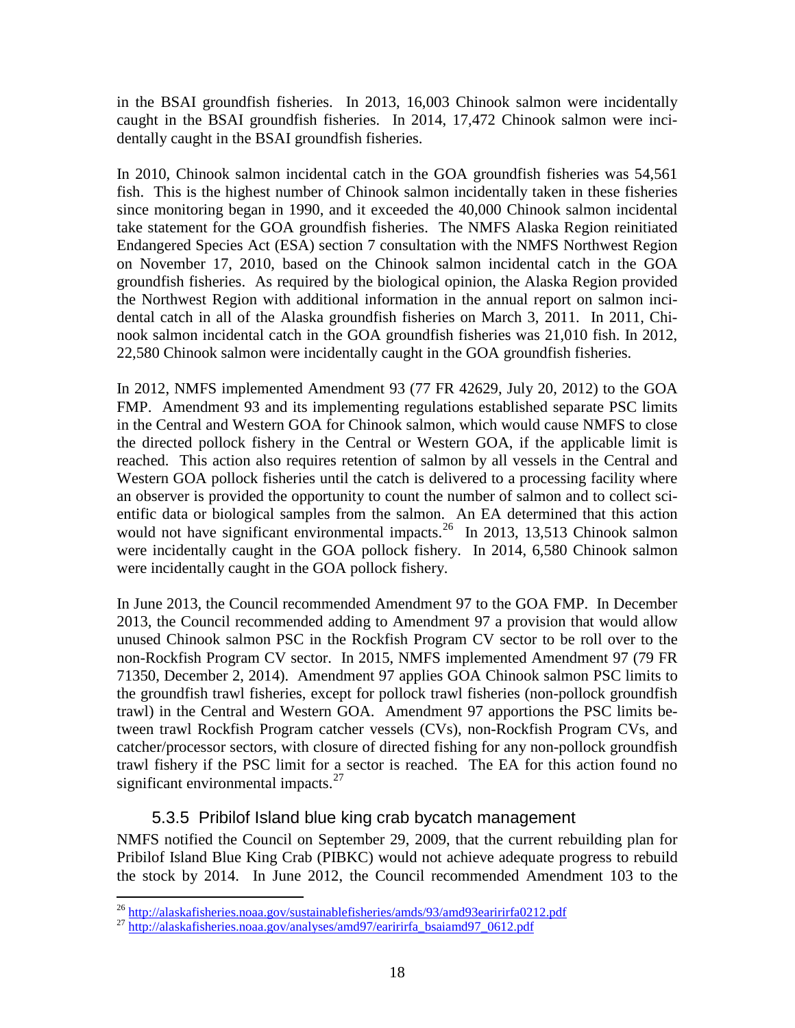in the BSAI groundfish fisheries. In 2013, 16,003 Chinook salmon were incidentally caught in the BSAI groundfish fisheries. In 2014, 17,472 Chinook salmon were incidentally caught in the BSAI groundfish fisheries.

In 2010, Chinook salmon incidental catch in the GOA groundfish fisheries was 54,561 fish. This is the highest number of Chinook salmon incidentally taken in these fisheries since monitoring began in 1990, and it exceeded the 40,000 Chinook salmon incidental take statement for the GOA groundfish fisheries. The NMFS Alaska Region reinitiated Endangered Species Act (ESA) section 7 consultation with the NMFS Northwest Region on November 17, 2010, based on the Chinook salmon incidental catch in the GOA groundfish fisheries. As required by the biological opinion, the Alaska Region provided the Northwest Region with additional information in the annual report on salmon incidental catch in all of the Alaska groundfish fisheries on March 3, 2011. In 2011, Chinook salmon incidental catch in the GOA groundfish fisheries was 21,010 fish. In 2012, 22,580 Chinook salmon were incidentally caught in the GOA groundfish fisheries.

In 2012, NMFS implemented Amendment 93 (77 FR 42629, July 20, 2012) to the GOA FMP. Amendment 93 and its implementing regulations established separate PSC limits in the Central and Western GOA for Chinook salmon, which would cause NMFS to close the directed pollock fishery in the Central or Western GOA, if the applicable limit is reached. This action also requires retention of salmon by all vessels in the Central and Western GOA pollock fisheries until the catch is delivered to a processing facility where an observer is provided the opportunity to count the number of salmon and to collect scientific data or biological samples from the salmon. An EA determined that this action would not have significant environmental impacts.[26] In 2013, 13,513 Chinook salmon were incidentally caught in the GOA pollock fishery. In 2014, 6,580 Chinook salmon were incidentally caught in the GOA pollock fishery.

In June 2013, the Council recommended Amendment 97 to the GOA FMP. In December 2013, the Council recommended adding to Amendment 97 a provision that would allow unused Chinook salmon PSC in the Rockfish Program CV sector to be roll over to the non-Rockfish Program CV sector. In 2015, NMFS implemented Amendment 97 (79 FR 71350, December 2, 2014). Amendment 97 applies GOA Chinook salmon PSC limits to the groundfish trawl fisheries, except for pollock trawl fisheries (non-pollock groundfish trawl) in the Central and Western GOA. Amendment 97 apportions the PSC limits between trawl Rockfish Program catcher vessels (CVs), non-Rockfish Program CVs, and catcher/processor sectors, with closure of directed fishing for any non-pollock groundfish trawl fishery if the PSC limit for a sector is reached. The EA for this action found no significant environmental impacts.[27]

### 5.3.5 Pribilof Island blue king crab bycatch management

NMFS notified the Council on September 29, 2009, that the current rebuilding plan for Pribilof Island Blue King Crab (PIBKC) would not achieve adequate progress to rebuild the stock by 2014. In June 2012, the Council recommended Amendment 103 to the

[26] http://alaskafisheries.noaa.gov/sustainablefisheries/amds/93/amd93earirirfa0212.pdf

[27] http://alaskafisheries.noaa.gov/analyses/amd97/earirirfa_bsaiamd97_0612.pdf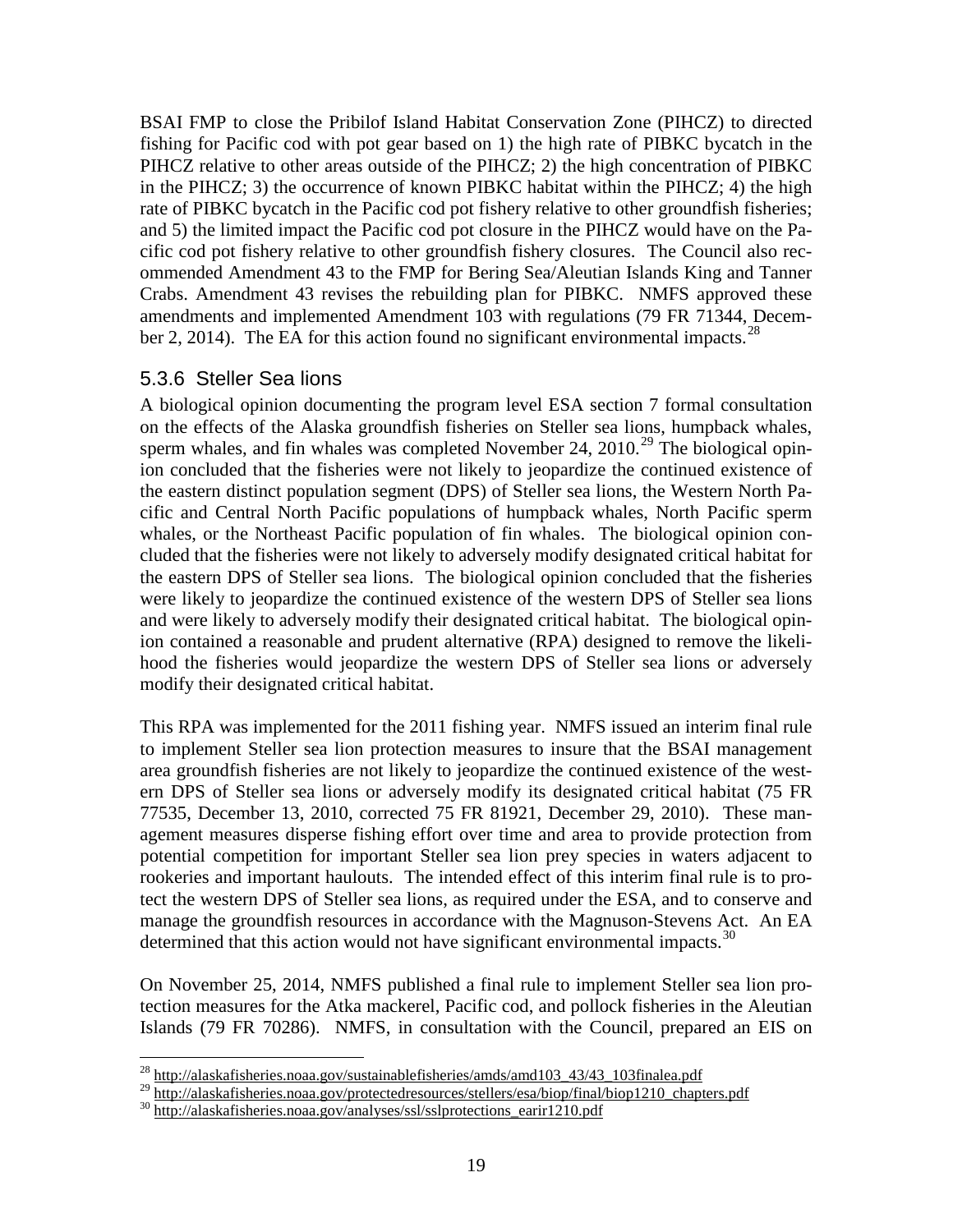BSAI FMP to close the Pribilof Island Habitat Conservation Zone (PIHCZ) to directed fishing for Pacific cod with pot gear based on 1) the high rate of PIBKC bycatch in the PIHCZ relative to other areas outside of the PIHCZ; 2) the high concentration of PIBKC in the PIHCZ; 3) the occurrence of known PIBKC habitat within the PIHCZ; 4) the high rate of PIBKC bycatch in the Pacific cod pot fishery relative to other groundfish fisheries; and 5) the limited impact the Pacific cod pot closure in the PIHCZ would have on the Pacific cod pot fishery relative to other groundfish fishery closures. The Council also recommended Amendment 43 to the FMP for Bering Sea/Aleutian Islands King and Tanner Crabs. Amendment 43 revises the rebuilding plan for PIBKC. NMFS approved these amendments and implemented Amendment 103 with regulations (79 FR 71344, December 2, 2014). The EA for this action found no significant environmental impacts.[28]

### 5.3.6 Steller Sea lions

A biological opinion documenting the program level ESA section 7 formal consultation on the effects of the Alaska groundfish fisheries on Steller sea lions, humpback whales, sperm whales, and fin whales was completed November 24, 2010.[29] The biological opinion concluded that the fisheries were not likely to jeopardize the continued existence of the eastern distinct population segment (DPS) of Steller sea lions, the Western North Pacific and Central North Pacific populations of humpback whales, North Pacific sperm whales, or the Northeast Pacific population of fin whales. The biological opinion concluded that the fisheries were not likely to adversely modify designated critical habitat for the eastern DPS of Steller sea lions. The biological opinion concluded that the fisheries were likely to jeopardize the continued existence of the western DPS of Steller sea lions and were likely to adversely modify their designated critical habitat. The biological opinion contained a reasonable and prudent alternative (RPA) designed to remove the likelihood the fisheries would jeopardize the western DPS of Steller sea lions or adversely modify their designated critical habitat.

This RPA was implemented for the 2011 fishing year. NMFS issued an interim final rule to implement Steller sea lion protection measures to insure that the BSAI management area groundfish fisheries are not likely to jeopardize the continued existence of the western DPS of Steller sea lions or adversely modify its designated critical habitat (75 FR 77535, December 13, 2010, corrected 75 FR 81921, December 29, 2010). These management measures disperse fishing effort over time and area to provide protection from potential competition for important Steller sea lion prey species in waters adjacent to rookeries and important haulouts. The intended effect of this interim final rule is to protect the western DPS of Steller sea lions, as required under the ESA, and to conserve and manage the groundfish resources in accordance with the Magnuson-Stevens Act. An EA determined that this action would not have significant environmental impacts.[30]

On November 25, 2014, NMFS published a final rule to implement Steller sea lion protection measures for the Atka mackerel, Pacific cod, and pollock fisheries in the Aleutian Islands (79 FR 70286). NMFS, in consultation with the Council, prepared an EIS on

[28] http://alaskafisheries.noaa.gov/sustainablefisheries/amds/amd103_43/43_103finalea.pdf

[29] http://alaskafisheries.noaa.gov/protectedresources/stellers/esa/biop/final/biop1210_chapters.pdf

[30] http://alaskafisheries.noaa.gov/analyses/ssl/sslprotections_earir1210.pdf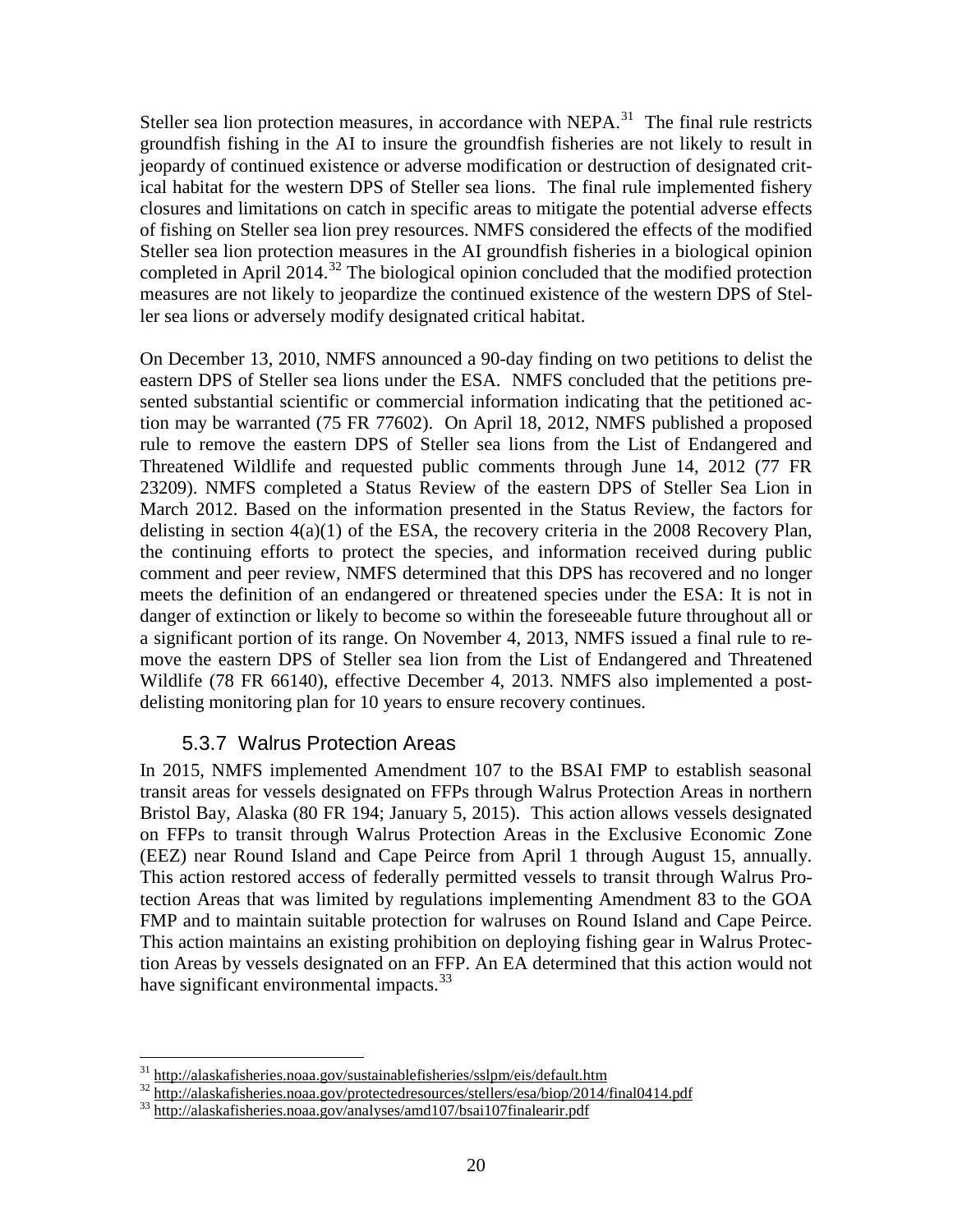Steller sea lion protection measures, in accordance with NEPA.[31] The final rule restricts groundfish fishing in the AI to insure the groundfish fisheries are not likely to result in jeopardy of continued existence or adverse modification or destruction of designated critical habitat for the western DPS of Steller sea lions. The final rule implemented fishery closures and limitations on catch in specific areas to mitigate the potential adverse effects of fishing on Steller sea lion prey resources. NMFS considered the effects of the modified Steller sea lion protection measures in the AI groundfish fisheries in a biological opinion completed in April 2014.[32] The biological opinion concluded that the modified protection measures are not likely to jeopardize the continued existence of the western DPS of Steller sea lions or adversely modify designated critical habitat.

On December 13, 2010, NMFS announced a 90-day finding on two petitions to delist the eastern DPS of Steller sea lions under the ESA. NMFS concluded that the petitions presented substantial scientific or commercial information indicating that the petitioned action may be warranted (75 FR 77602). On April 18, 2012, NMFS published a proposed rule to remove the eastern DPS of Steller sea lions from the List of Endangered and Threatened Wildlife and requested public comments through June 14, 2012 (77 FR 23209). NMFS completed a Status Review of the eastern DPS of Steller Sea Lion in March 2012. Based on the information presented in the Status Review, the factors for delisting in section 4(a)(1) of the ESA, the recovery criteria in the 2008 Recovery Plan, the continuing efforts to protect the species, and information received during public comment and peer review, NMFS determined that this DPS has recovered and no longer meets the definition of an endangered or threatened species under the ESA: It is not in danger of extinction or likely to become so within the foreseeable future throughout all or a significant portion of its range. On November 4, 2013, NMFS issued a final rule to remove the eastern DPS of Steller sea lion from the List of Endangered and Threatened Wildlife (78 FR 66140), effective December 4, 2013. NMFS also implemented a post-delisting monitoring plan for 10 years to ensure recovery continues.

### 5.3.7 Walrus Protection Areas

In 2015, NMFS implemented Amendment 107 to the BSAI FMP to establish seasonal transit areas for vessels designated on FFPs through Walrus Protection Areas in northern Bristol Bay, Alaska (80 FR 194; January 5, 2015). This action allows vessels designated on FFPs to transit through Walrus Protection Areas in the Exclusive Economic Zone (EEZ) near Round Island and Cape Peirce from April 1 through August 15, annually. This action restored access of federally permitted vessels to transit through Walrus Protection Areas that was limited by regulations implementing Amendment 83 to the GOA FMP and to maintain suitable protection for walruses on Round Island and Cape Peirce. This action maintains an existing prohibition on deploying fishing gear in Walrus Protection Areas by vessels designated on an FFP. An EA determined that this action would not have significant environmental impacts.[33]

---

[31] http://alaskafisheries.noaa.gov/sustainablefisheries/sslpm/eis/default.htm

[32] http://alaskafisheries.noaa.gov/protectedresources/stellers/esa/biop/2014/final0414.pdf

[33] http://alaskafisheries.noaa.gov/analyses/amd107/bsai107finalearir.pdf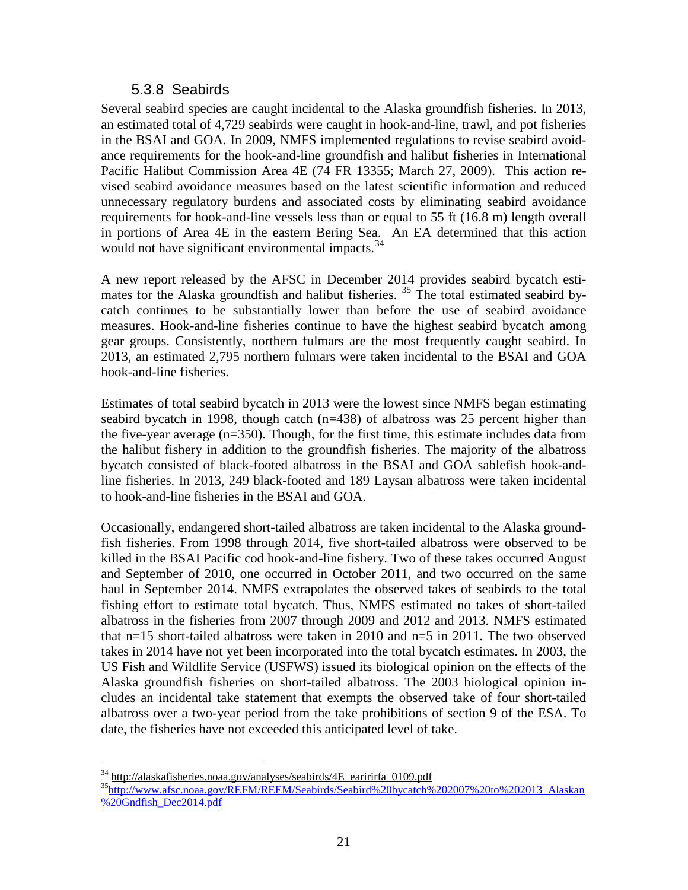### 5.3.8 Seabirds

Several seabird species are caught incidental to the Alaska groundfish fisheries. In 2013, an estimated total of 4,729 seabirds were caught in hook-and-line, trawl, and pot fisheries in the BSAI and GOA. In 2009, NMFS implemented regulations to revise seabird avoidance requirements for the hook-and-line groundfish and halibut fisheries in International Pacific Halibut Commission Area 4E (74 FR 13355; March 27, 2009). This action revised seabird avoidance measures based on the latest scientific information and reduced unnecessary regulatory burdens and associated costs by eliminating seabird avoidance requirements for hook-and-line vessels less than or equal to 55 ft (16.8 m) length overall in portions of Area 4E in the eastern Bering Sea. An EA determined that this action would not have significant environmental impacts.[34]

A new report released by the AFSC in December 2014 provides seabird bycatch estimates for the Alaska groundfish and halibut fisheries. [35] The total estimated seabird bycatch continues to be substantially lower than before the use of seabird avoidance measures. Hook-and-line fisheries continue to have the highest seabird bycatch among gear groups. Consistently, northern fulmars are the most frequently caught seabird. In 2013, an estimated 2,795 northern fulmars were taken incidental to the BSAI and GOA hook-and-line fisheries.

Estimates of total seabird bycatch in 2013 were the lowest since NMFS began estimating seabird bycatch in 1998, though catch (n=438) of albatross was 25 percent higher than the five-year average (n=350). Though, for the first time, this estimate includes data from the halibut fishery in addition to the groundfish fisheries. The majority of the albatross bycatch consisted of black-footed albatross in the BSAI and GOA sablefish hook-and-line fisheries. In 2013, 249 black-footed and 189 Laysan albatross were taken incidental to hook-and-line fisheries in the BSAI and GOA.

Occasionally, endangered short-tailed albatross are taken incidental to the Alaska groundfish fisheries. From 1998 through 2014, five short-tailed albatross were observed to be killed in the BSAI Pacific cod hook-and-line fishery. Two of these takes occurred August and September of 2010, one occurred in October 2011, and two occurred on the same haul in September 2014. NMFS extrapolates the observed takes of seabirds to the total fishing effort to estimate total bycatch. Thus, NMFS estimated no takes of short-tailed albatross in the fisheries from 2007 through 2009 and 2012 and 2013. NMFS estimated that n=15 short-tailed albatross were taken in 2010 and n=5 in 2011. The two observed takes in 2014 have not yet been incorporated into the total bycatch estimates. In 2003, the US Fish and Wildlife Service (USFWS) issued its biological opinion on the effects of the Alaska groundfish fisheries on short-tailed albatross. The 2003 biological opinion includes an incidental take statement that exempts the observed take of four short-tailed albatross over a two-year period from the take prohibitions of section 9 of the ESA. To date, the fisheries have not exceeded this anticipated level of take.

---

[34] http://alaskafisheries.noaa.gov/analyses/seabirds/4E_earirirfa_0109.pdf

[35] http://www.afsc.noaa.gov/REFM/REEM/Seabirds/Seabird%20bycatch%202007%20to%202013_Alaskan%20Gndfish_Dec2014.pdf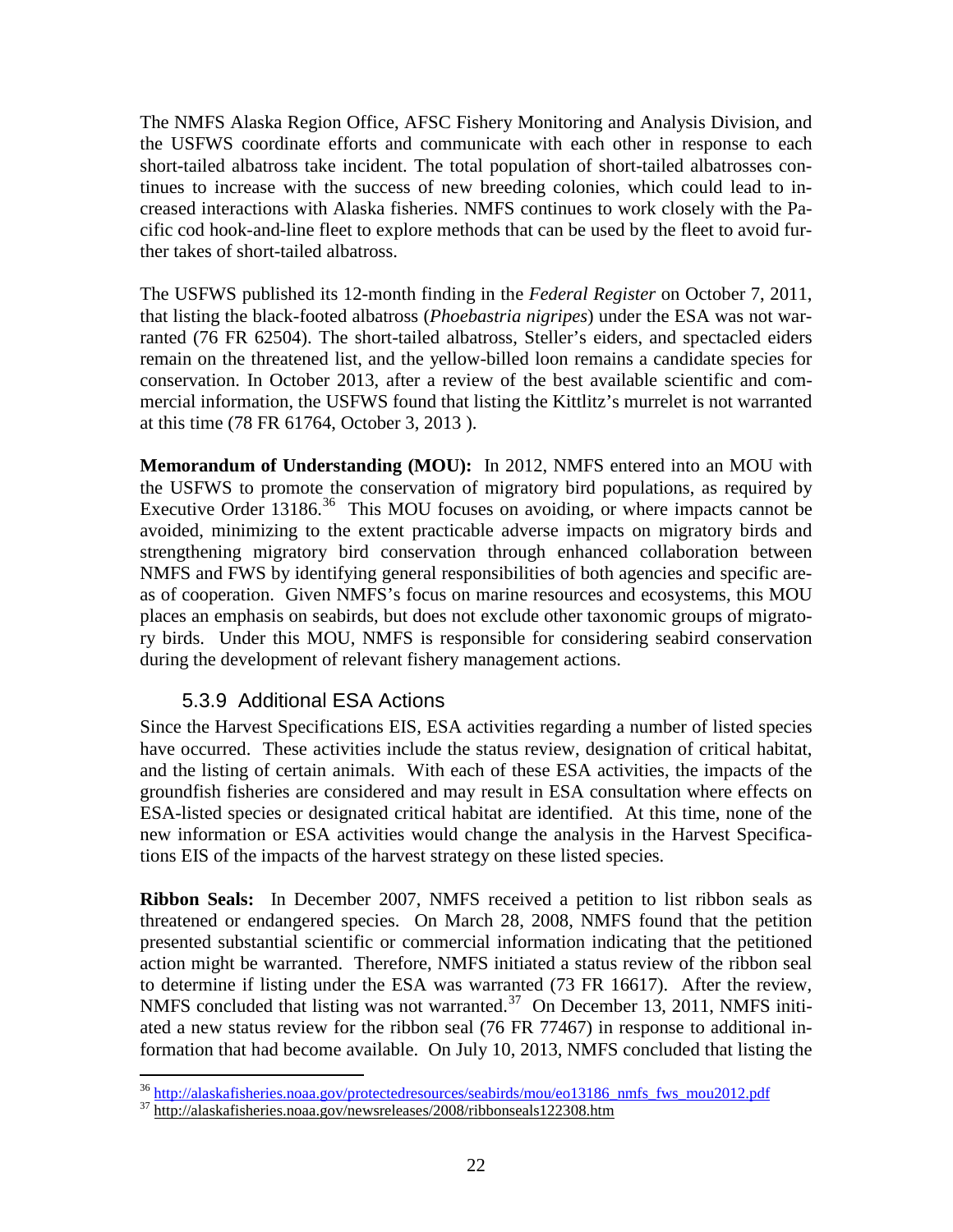The NMFS Alaska Region Office, AFSC Fishery Monitoring and Analysis Division, and the USFWS coordinate efforts and communicate with each other in response to each short-tailed albatross take incident. The total population of short-tailed albatrosses continues to increase with the success of new breeding colonies, which could lead to increased interactions with Alaska fisheries. NMFS continues to work closely with the Pacific cod hook-and-line fleet to explore methods that can be used by the fleet to avoid further takes of short-tailed albatross.

The USFWS published its 12-month finding in the *Federal Register* on October 7, 2011, that listing the black-footed albatross (*Phoebastria nigripes*) under the ESA was not warranted (76 FR 62504). The short-tailed albatross, Steller's eiders, and spectacled eiders remain on the threatened list, and the yellow-billed loon remains a candidate species for conservation. In October 2013, after a review of the best available scientific and commercial information, the USFWS found that listing the Kittlitz's murrelet is not warranted at this time (78 FR 61764, October 3, 2013 ).

**Memorandum of Understanding (MOU):** In 2012, NMFS entered into an MOU with the USFWS to promote the conservation of migratory bird populations, as required by Executive Order 13186.[36] This MOU focuses on avoiding, or where impacts cannot be avoided, minimizing to the extent practicable adverse impacts on migratory birds and strengthening migratory bird conservation through enhanced collaboration between NMFS and FWS by identifying general responsibilities of both agencies and specific areas of cooperation. Given NMFS's focus on marine resources and ecosystems, this MOU places an emphasis on seabirds, but does not exclude other taxonomic groups of migratory birds. Under this MOU, NMFS is responsible for considering seabird conservation during the development of relevant fishery management actions.

### 5.3.9 Additional ESA Actions

Since the Harvest Specifications EIS, ESA activities regarding a number of listed species have occurred. These activities include the status review, designation of critical habitat, and the listing of certain animals. With each of these ESA activities, the impacts of the groundfish fisheries are considered and may result in ESA consultation where effects on ESA-listed species or designated critical habitat are identified. At this time, none of the new information or ESA activities would change the analysis in the Harvest Specifications EIS of the impacts of the harvest strategy on these listed species.

**Ribbon Seals:** In December 2007, NMFS received a petition to list ribbon seals as threatened or endangered species. On March 28, 2008, NMFS found that the petition presented substantial scientific or commercial information indicating that the petitioned action might be warranted. Therefore, NMFS initiated a status review of the ribbon seal to determine if listing under the ESA was warranted (73 FR 16617). After the review, NMFS concluded that listing was not warranted.[37] On December 13, 2011, NMFS initiated a new status review for the ribbon seal (76 FR 77467) in response to additional information that had become available. On July 10, 2013, NMFS concluded that listing the

---

[36] http://alaskafisheries.noaa.gov/protectedresources/seabirds/mou/eo13186_nmfs_fws_mou2012.pdf

[37] http://alaskafisheries.noaa.gov/newsreleases/2008/ribbonseals122308.htm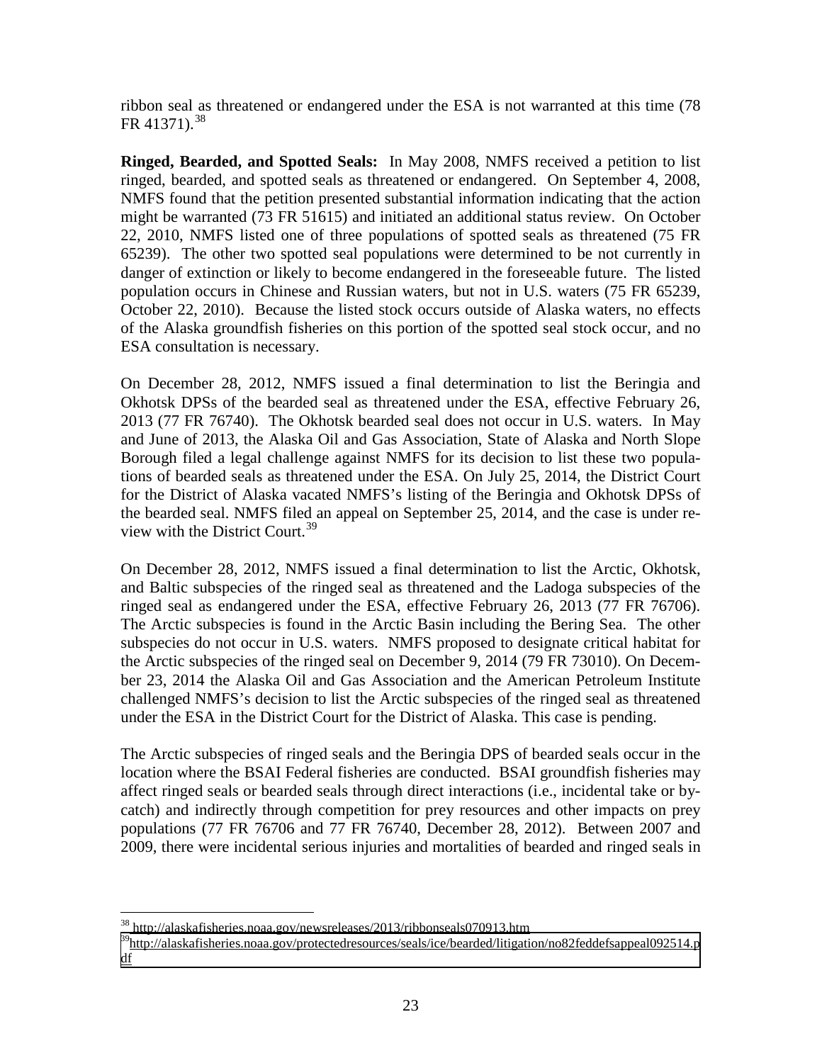ribbon seal as threatened or endangered under the ESA is not warranted at this time (78 FR 41371).[38]

**Ringed, Bearded, and Spotted Seals:** In May 2008, NMFS received a petition to list ringed, bearded, and spotted seals as threatened or endangered. On September 4, 2008, NMFS found that the petition presented substantial information indicating that the action might be warranted (73 FR 51615) and initiated an additional status review. On October 22, 2010, NMFS listed one of three populations of spotted seals as threatened (75 FR 65239). The other two spotted seal populations were determined to be not currently in danger of extinction or likely to become endangered in the foreseeable future. The listed population occurs in Chinese and Russian waters, but not in U.S. waters (75 FR 65239, October 22, 2010). Because the listed stock occurs outside of Alaska waters, no effects of the Alaska groundfish fisheries on this portion of the spotted seal stock occur, and no ESA consultation is necessary.

On December 28, 2012, NMFS issued a final determination to list the Beringia and Okhotsk DPSs of the bearded seal as threatened under the ESA, effective February 26, 2013 (77 FR 76740). The Okhotsk bearded seal does not occur in U.S. waters. In May and June of 2013, the Alaska Oil and Gas Association, State of Alaska and North Slope Borough filed a legal challenge against NMFS for its decision to list these two populations of bearded seals as threatened under the ESA. On July 25, 2014, the District Court for the District of Alaska vacated NMFS's listing of the Beringia and Okhotsk DPSs of the bearded seal. NMFS filed an appeal on September 25, 2014, and the case is under review with the District Court.[39]

On December 28, 2012, NMFS issued a final determination to list the Arctic, Okhotsk, and Baltic subspecies of the ringed seal as threatened and the Ladoga subspecies of the ringed seal as endangered under the ESA, effective February 26, 2013 (77 FR 76706). The Arctic subspecies is found in the Arctic Basin including the Bering Sea. The other subspecies do not occur in U.S. waters. NMFS proposed to designate critical habitat for the Arctic subspecies of the ringed seal on December 9, 2014 (79 FR 73010). On December 23, 2014 the Alaska Oil and Gas Association and the American Petroleum Institute challenged NMFS's decision to list the Arctic subspecies of the ringed seal as threatened under the ESA in the District Court for the District of Alaska. This case is pending.

The Arctic subspecies of ringed seals and the Beringia DPS of bearded seals occur in the location where the BSAI Federal fisheries are conducted. BSAI groundfish fisheries may affect ringed seals or bearded seals through direct interactions (i.e., incidental take or bycatch) and indirectly through competition for prey resources and other impacts on prey populations (77 FR 76706 and 77 FR 76740, December 28, 2012). Between 2007 and 2009, there were incidental serious injuries and mortalities of bearded and ringed seals in

---

[38] http://alaskafisheries.noaa.gov/newsreleases/2013/ribbonseals070913.htm

[39] http://alaskafisheries.noaa.gov/protectedresources/seals/ice/bearded/litigation/no82feddefsappeal092514.pdf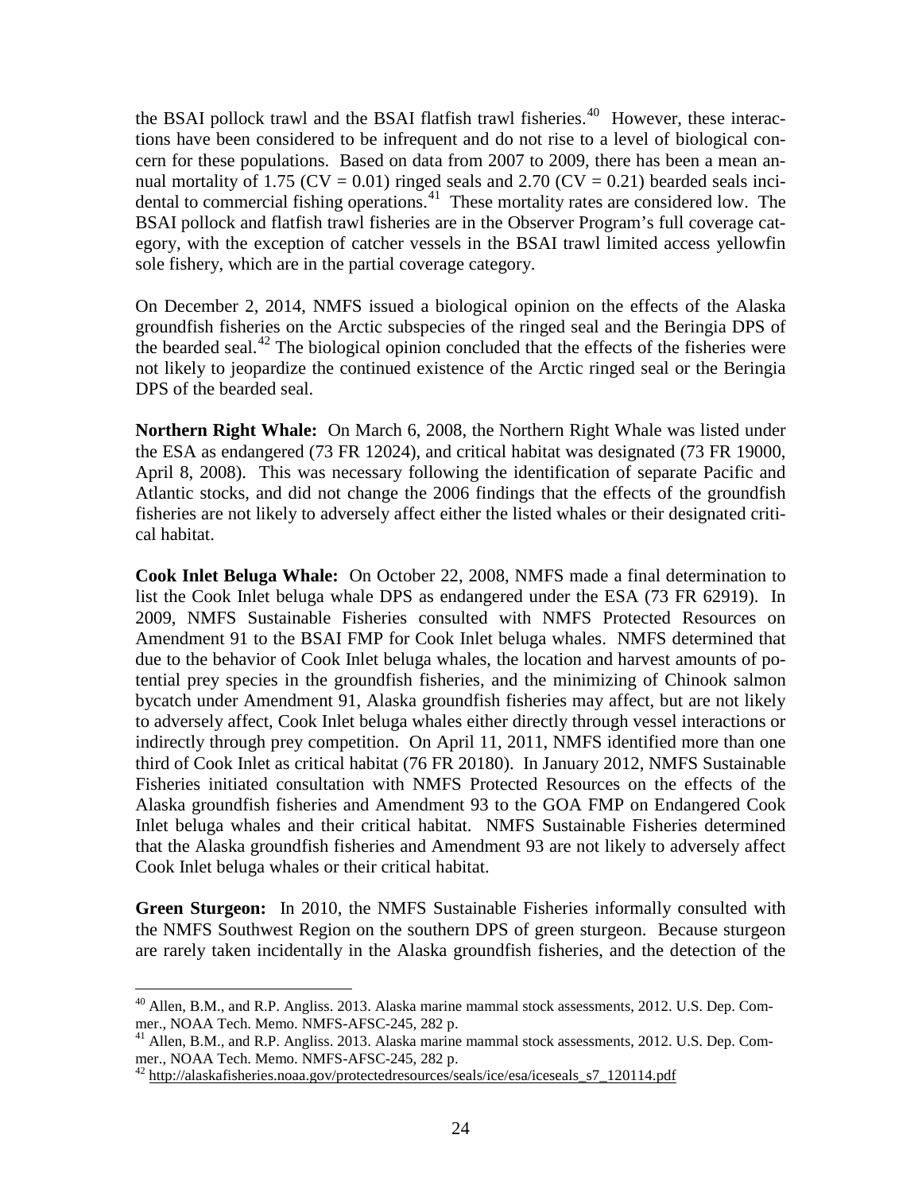the BSAI pollock trawl and the BSAI flatfish trawl fisheries.[40] However, these interactions have been considered to be infrequent and do not rise to a level of biological concern for these populations. Based on data from 2007 to 2009, there has been a mean annual mortality of 1.75 (CV = 0.01) ringed seals and 2.70 (CV = 0.21) bearded seals incidental to commercial fishing operations.[41] These mortality rates are considered low. The BSAI pollock and flatfish trawl fisheries are in the Observer Program's full coverage category, with the exception of catcher vessels in the BSAI trawl limited access yellowfin sole fishery, which are in the partial coverage category.

On December 2, 2014, NMFS issued a biological opinion on the effects of the Alaska groundfish fisheries on the Arctic subspecies of the ringed seal and the Beringia DPS of the bearded seal.[42] The biological opinion concluded that the effects of the fisheries were not likely to jeopardize the continued existence of the Arctic ringed seal or the Beringia DPS of the bearded seal.

**Northern Right Whale:** On March 6, 2008, the Northern Right Whale was listed under the ESA as endangered (73 FR 12024), and critical habitat was designated (73 FR 19000, April 8, 2008). This was necessary following the identification of separate Pacific and Atlantic stocks, and did not change the 2006 findings that the effects of the groundfish fisheries are not likely to adversely affect either the listed whales or their designated critical habitat.

**Cook Inlet Beluga Whale:** On October 22, 2008, NMFS made a final determination to list the Cook Inlet beluga whale DPS as endangered under the ESA (73 FR 62919). In 2009, NMFS Sustainable Fisheries consulted with NMFS Protected Resources on Amendment 91 to the BSAI FMP for Cook Inlet beluga whales. NMFS determined that due to the behavior of Cook Inlet beluga whales, the location and harvest amounts of potential prey species in the groundfish fisheries, and the minimizing of Chinook salmon bycatch under Amendment 91, Alaska groundfish fisheries may affect, but are not likely to adversely affect, Cook Inlet beluga whales either directly through vessel interactions or indirectly through prey competition. On April 11, 2011, NMFS identified more than one third of Cook Inlet as critical habitat (76 FR 20180). In January 2012, NMFS Sustainable Fisheries initiated consultation with NMFS Protected Resources on the effects of the Alaska groundfish fisheries and Amendment 93 to the GOA FMP on Endangered Cook Inlet beluga whales and their critical habitat. NMFS Sustainable Fisheries determined that the Alaska groundfish fisheries and Amendment 93 are not likely to adversely affect Cook Inlet beluga whales or their critical habitat.

**Green Sturgeon:** In 2010, the NMFS Sustainable Fisheries informally consulted with the NMFS Southwest Region on the southern DPS of green sturgeon. Because sturgeon are rarely taken incidentally in the Alaska groundfish fisheries, and the detection of the

---

[40] Allen, B.M., and R.P. Angliss. 2013. Alaska marine mammal stock assessments, 2012. U.S. Dep. Commer., NOAA Tech. Memo. NMFS-AFSC-245, 282 p.

[41] Allen, B.M., and R.P. Angliss. 2013. Alaska marine mammal stock assessments, 2012. U.S. Dep. Commer., NOAA Tech. Memo. NMFS-AFSC-245, 282 p.

[42] http://alaskafisheries.noaa.gov/protectedresources/seals/ice/esa/iceseals_s7_120114.pdf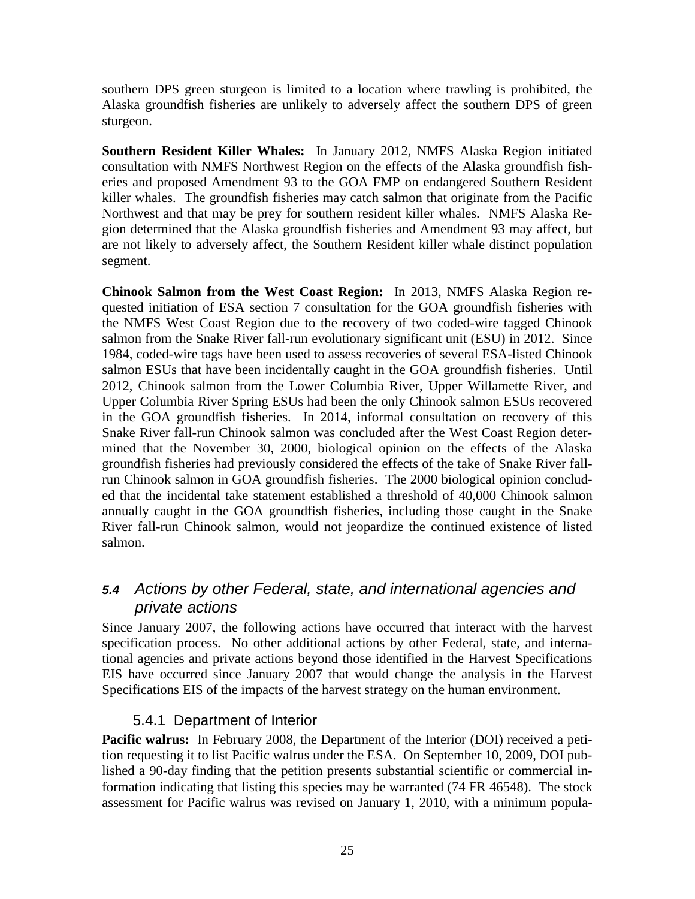southern DPS green sturgeon is limited to a location where trawling is prohibited, the Alaska groundfish fisheries are unlikely to adversely affect the southern DPS of green sturgeon.

**Southern Resident Killer Whales:** In January 2012, NMFS Alaska Region initiated consultation with NMFS Northwest Region on the effects of the Alaska groundfish fisheries and proposed Amendment 93 to the GOA FMP on endangered Southern Resident killer whales. The groundfish fisheries may catch salmon that originate from the Pacific Northwest and that may be prey for southern resident killer whales. NMFS Alaska Region determined that the Alaska groundfish fisheries and Amendment 93 may affect, but are not likely to adversely affect, the Southern Resident killer whale distinct population segment.

**Chinook Salmon from the West Coast Region:** In 2013, NMFS Alaska Region requested initiation of ESA section 7 consultation for the GOA groundfish fisheries with the NMFS West Coast Region due to the recovery of two coded-wire tagged Chinook salmon from the Snake River fall-run evolutionary significant unit (ESU) in 2012. Since 1984, coded-wire tags have been used to assess recoveries of several ESA-listed Chinook salmon ESUs that have been incidentally caught in the GOA groundfish fisheries. Until 2012, Chinook salmon from the Lower Columbia River, Upper Willamette River, and Upper Columbia River Spring ESUs had been the only Chinook salmon ESUs recovered in the GOA groundfish fisheries. In 2014, informal consultation on recovery of this Snake River fall-run Chinook salmon was concluded after the West Coast Region determined that the November 30, 2000, biological opinion on the effects of the Alaska groundfish fisheries had previously considered the effects of the take of Snake River fall-run Chinook salmon in GOA groundfish fisheries. The 2000 biological opinion concluded that the incidental take statement established a threshold of 40,000 Chinook salmon annually caught in the GOA groundfish fisheries, including those caught in the Snake River fall-run Chinook salmon, would not jeopardize the continued existence of listed salmon.

## 5.4 *Actions by other Federal, state, and international agencies and private actions*

Since January 2007, the following actions have occurred that interact with the harvest specification process. No other additional actions by other Federal, state, and international agencies and private actions beyond those identified in the Harvest Specifications EIS have occurred since January 2007 that would change the analysis in the Harvest Specifications EIS of the impacts of the harvest strategy on the human environment.

### 5.4.1 Department of Interior

**Pacific walrus:** In February 2008, the Department of the Interior (DOI) received a petition requesting it to list Pacific walrus under the ESA. On September 10, 2009, DOI published a 90-day finding that the petition presents substantial scientific or commercial information indicating that listing this species may be warranted (74 FR 46548). The stock assessment for Pacific walrus was revised on January 1, 2010, with a minimum popula-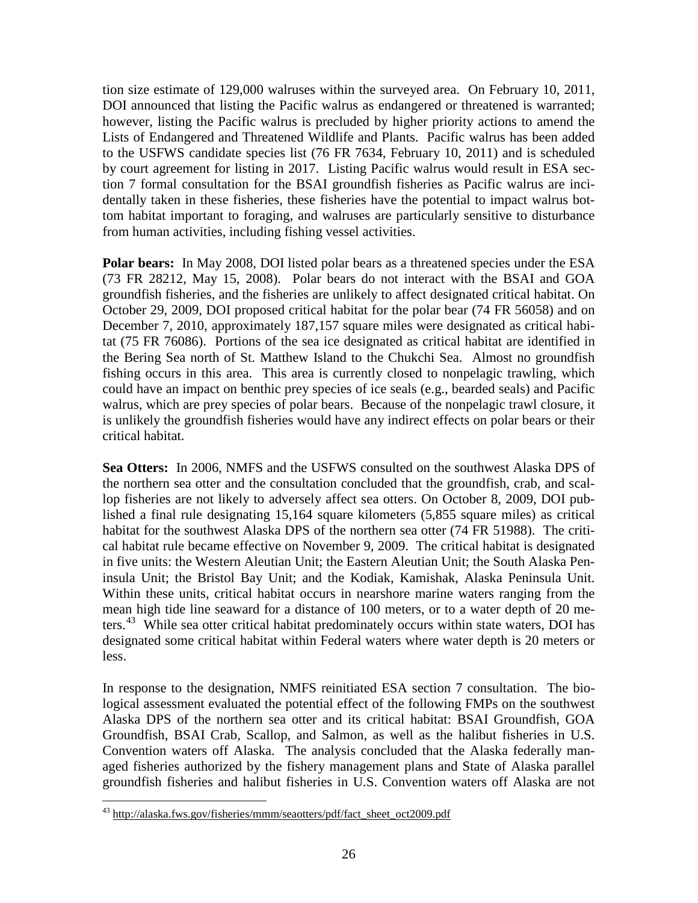tion size estimate of 129,000 walruses within the surveyed area. On February 10, 2011, DOI announced that listing the Pacific walrus as endangered or threatened is warranted; however, listing the Pacific walrus is precluded by higher priority actions to amend the Lists of Endangered and Threatened Wildlife and Plants. Pacific walrus has been added to the USFWS candidate species list (76 FR 7634, February 10, 2011) and is scheduled by court agreement for listing in 2017. Listing Pacific walrus would result in ESA section 7 formal consultation for the BSAI groundfish fisheries as Pacific walrus are incidentally taken in these fisheries, these fisheries have the potential to impact walrus bottom habitat important to foraging, and walruses are particularly sensitive to disturbance from human activities, including fishing vessel activities.

**Polar bears:** In May 2008, DOI listed polar bears as a threatened species under the ESA (73 FR 28212, May 15, 2008). Polar bears do not interact with the BSAI and GOA groundfish fisheries, and the fisheries are unlikely to affect designated critical habitat. On October 29, 2009, DOI proposed critical habitat for the polar bear (74 FR 56058) and on December 7, 2010, approximately 187,157 square miles were designated as critical habitat (75 FR 76086). Portions of the sea ice designated as critical habitat are identified in the Bering Sea north of St. Matthew Island to the Chukchi Sea. Almost no groundfish fishing occurs in this area. This area is currently closed to nonpelagic trawling, which could have an impact on benthic prey species of ice seals (e.g., bearded seals) and Pacific walrus, which are prey species of polar bears. Because of the nonpelagic trawl closure, it is unlikely the groundfish fisheries would have any indirect effects on polar bears or their critical habitat.

**Sea Otters:** In 2006, NMFS and the USFWS consulted on the southwest Alaska DPS of the northern sea otter and the consultation concluded that the groundfish, crab, and scallop fisheries are not likely to adversely affect sea otters. On October 8, 2009, DOI published a final rule designating 15,164 square kilometers (5,855 square miles) as critical habitat for the southwest Alaska DPS of the northern sea otter (74 FR 51988). The critical habitat rule became effective on November 9, 2009. The critical habitat is designated in five units: the Western Aleutian Unit; the Eastern Aleutian Unit; the South Alaska Peninsula Unit; the Bristol Bay Unit; and the Kodiak, Kamishak, Alaska Peninsula Unit. Within these units, critical habitat occurs in nearshore marine waters ranging from the mean high tide line seaward for a distance of 100 meters, or to a water depth of 20 meters.[43] While sea otter critical habitat predominately occurs within state waters, DOI has designated some critical habitat within Federal waters where water depth is 20 meters or less.

In response to the designation, NMFS reinitiated ESA section 7 consultation. The biological assessment evaluated the potential effect of the following FMPs on the southwest Alaska DPS of the northern sea otter and its critical habitat: BSAI Groundfish, GOA Groundfish, BSAI Crab, Scallop, and Salmon, as well as the halibut fisheries in U.S. Convention waters off Alaska. The analysis concluded that the Alaska federally managed fisheries authorized by the fishery management plans and State of Alaska parallel groundfish fisheries and halibut fisheries in U.S. Convention waters off Alaska are not

[43] http://alaska.fws.gov/fisheries/mmm/seaotters/pdf/fact_sheet_oct2009.pdf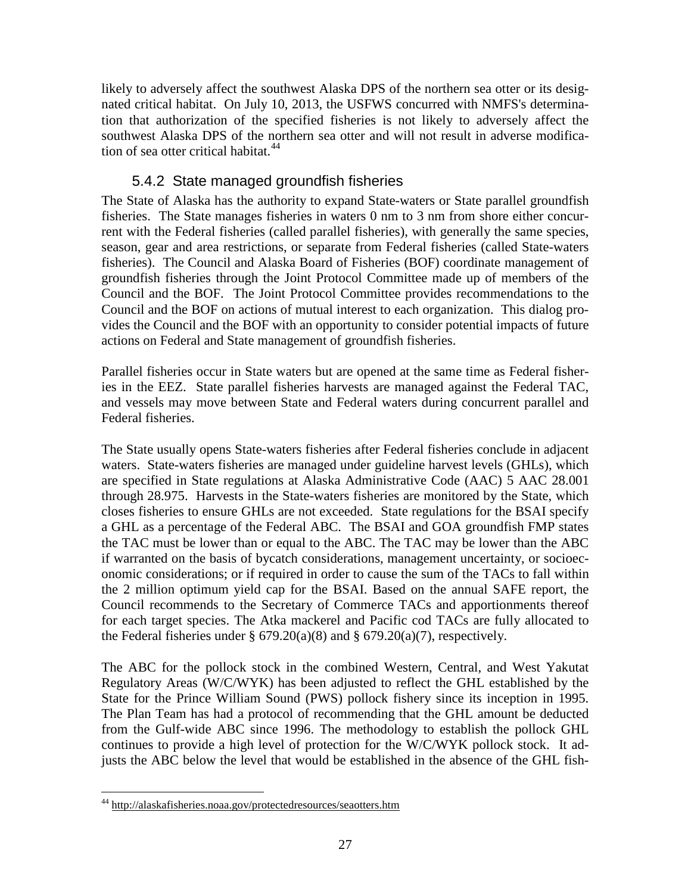likely to adversely affect the southwest Alaska DPS of the northern sea otter or its designated critical habitat. On July 10, 2013, the USFWS concurred with NMFS's determination that authorization of the specified fisheries is not likely to adversely affect the southwest Alaska DPS of the northern sea otter and will not result in adverse modification of sea otter critical habitat.[44]

### 5.4.2 State managed groundfish fisheries

The State of Alaska has the authority to expand State-waters or State parallel groundfish fisheries. The State manages fisheries in waters 0 nm to 3 nm from shore either concurrent with the Federal fisheries (called parallel fisheries), with generally the same species, season, gear and area restrictions, or separate from Federal fisheries (called State-waters fisheries). The Council and Alaska Board of Fisheries (BOF) coordinate management of groundfish fisheries through the Joint Protocol Committee made up of members of the Council and the BOF. The Joint Protocol Committee provides recommendations to the Council and the BOF on actions of mutual interest to each organization. This dialog provides the Council and the BOF with an opportunity to consider potential impacts of future actions on Federal and State management of groundfish fisheries.

Parallel fisheries occur in State waters but are opened at the same time as Federal fisheries in the EEZ. State parallel fisheries harvests are managed against the Federal TAC, and vessels may move between State and Federal waters during concurrent parallel and Federal fisheries.

The State usually opens State-waters fisheries after Federal fisheries conclude in adjacent waters. State-waters fisheries are managed under guideline harvest levels (GHLs), which are specified in State regulations at Alaska Administrative Code (AAC) 5 AAC 28.001 through 28.975. Harvests in the State-waters fisheries are monitored by the State, which closes fisheries to ensure GHLs are not exceeded. State regulations for the BSAI specify a GHL as a percentage of the Federal ABC. The BSAI and GOA groundfish FMP states the TAC must be lower than or equal to the ABC. The TAC may be lower than the ABC if warranted on the basis of bycatch considerations, management uncertainty, or socioeconomic considerations; or if required in order to cause the sum of the TACs to fall within the 2 million optimum yield cap for the BSAI. Based on the annual SAFE report, the Council recommends to the Secretary of Commerce TACs and apportionments thereof for each target species. The Atka mackerel and Pacific cod TACs are fully allocated to the Federal fisheries under § 679.20(a)(8) and § 679.20(a)(7), respectively.

The ABC for the pollock stock in the combined Western, Central, and West Yakutat Regulatory Areas (W/C/WYK) has been adjusted to reflect the GHL established by the State for the Prince William Sound (PWS) pollock fishery since its inception in 1995. The Plan Team has had a protocol of recommending that the GHL amount be deducted from the Gulf-wide ABC since 1996. The methodology to establish the pollock GHL continues to provide a high level of protection for the W/C/WYK pollock stock. It adjusts the ABC below the level that would be established in the absence of the GHL fish-

[44] http://alaskafisheries.noaa.gov/protectedresources/seaotters.htm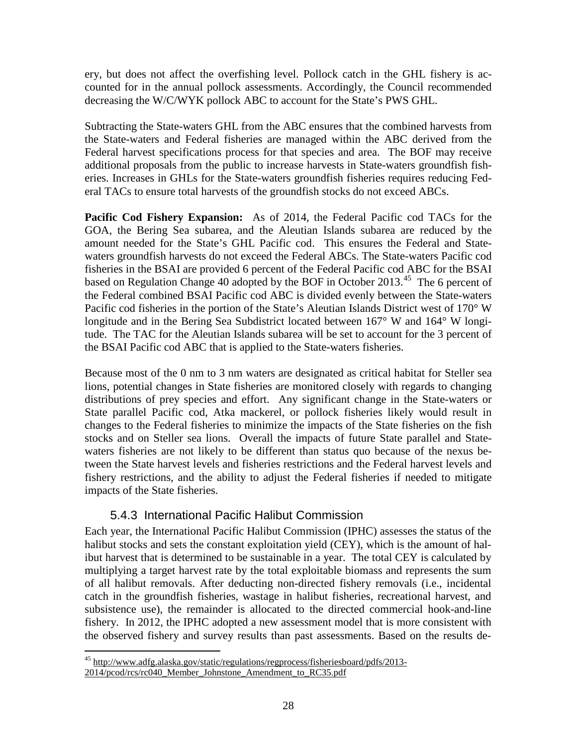ery, but does not affect the overfishing level. Pollock catch in the GHL fishery is accounted for in the annual pollock assessments. Accordingly, the Council recommended decreasing the W/C/WYK pollock ABC to account for the State's PWS GHL.

Subtracting the State-waters GHL from the ABC ensures that the combined harvests from the State-waters and Federal fisheries are managed within the ABC derived from the Federal harvest specifications process for that species and area. The BOF may receive additional proposals from the public to increase harvests in State-waters groundfish fisheries. Increases in GHLs for the State-waters groundfish fisheries requires reducing Federal TACs to ensure total harvests of the groundfish stocks do not exceed ABCs.

**Pacific Cod Fishery Expansion:** As of 2014, the Federal Pacific cod TACs for the GOA, the Bering Sea subarea, and the Aleutian Islands subarea are reduced by the amount needed for the State's GHL Pacific cod. This ensures the Federal and State-waters groundfish harvests do not exceed the Federal ABCs. The State-waters Pacific cod fisheries in the BSAI are provided 6 percent of the Federal Pacific cod ABC for the BSAI based on Regulation Change 40 adopted by the BOF in October 2013.[45] The 6 percent of the Federal combined BSAI Pacific cod ABC is divided evenly between the State-waters Pacific cod fisheries in the portion of the State's Aleutian Islands District west of 170° W longitude and in the Bering Sea Subdistrict located between 167° W and 164° W longitude. The TAC for the Aleutian Islands subarea will be set to account for the 3 percent of the BSAI Pacific cod ABC that is applied to the State-waters fisheries.

Because most of the 0 nm to 3 nm waters are designated as critical habitat for Steller sea lions, potential changes in State fisheries are monitored closely with regards to changing distributions of prey species and effort. Any significant change in the State-waters or State parallel Pacific cod, Atka mackerel, or pollock fisheries likely would result in changes to the Federal fisheries to minimize the impacts of the State fisheries on the fish stocks and on Steller sea lions. Overall the impacts of future State parallel and State-waters fisheries are not likely to be different than status quo because of the nexus between the State harvest levels and fisheries restrictions and the Federal harvest levels and fishery restrictions, and the ability to adjust the Federal fisheries if needed to mitigate impacts of the State fisheries.

### 5.4.3 International Pacific Halibut Commission

Each year, the International Pacific Halibut Commission (IPHC) assesses the status of the halibut stocks and sets the constant exploitation yield (CEY), which is the amount of halibut harvest that is determined to be sustainable in a year. The total CEY is calculated by multiplying a target harvest rate by the total exploitable biomass and represents the sum of all halibut removals. After deducting non-directed fishery removals (i.e., incidental catch in the groundfish fisheries, wastage in halibut fisheries, recreational harvest, and subsistence use), the remainder is allocated to the directed commercial hook-and-line fishery. In 2012, the IPHC adopted a new assessment model that is more consistent with the observed fishery and survey results than past assessments. Based on the results de-

[45] http://www.adfg.alaska.gov/static/regulations/regprocess/fisheriesboard/pdfs/2013-2014/pcod/rcs/rc040_Member_Johnstone_Amendment_to_RC35.pdf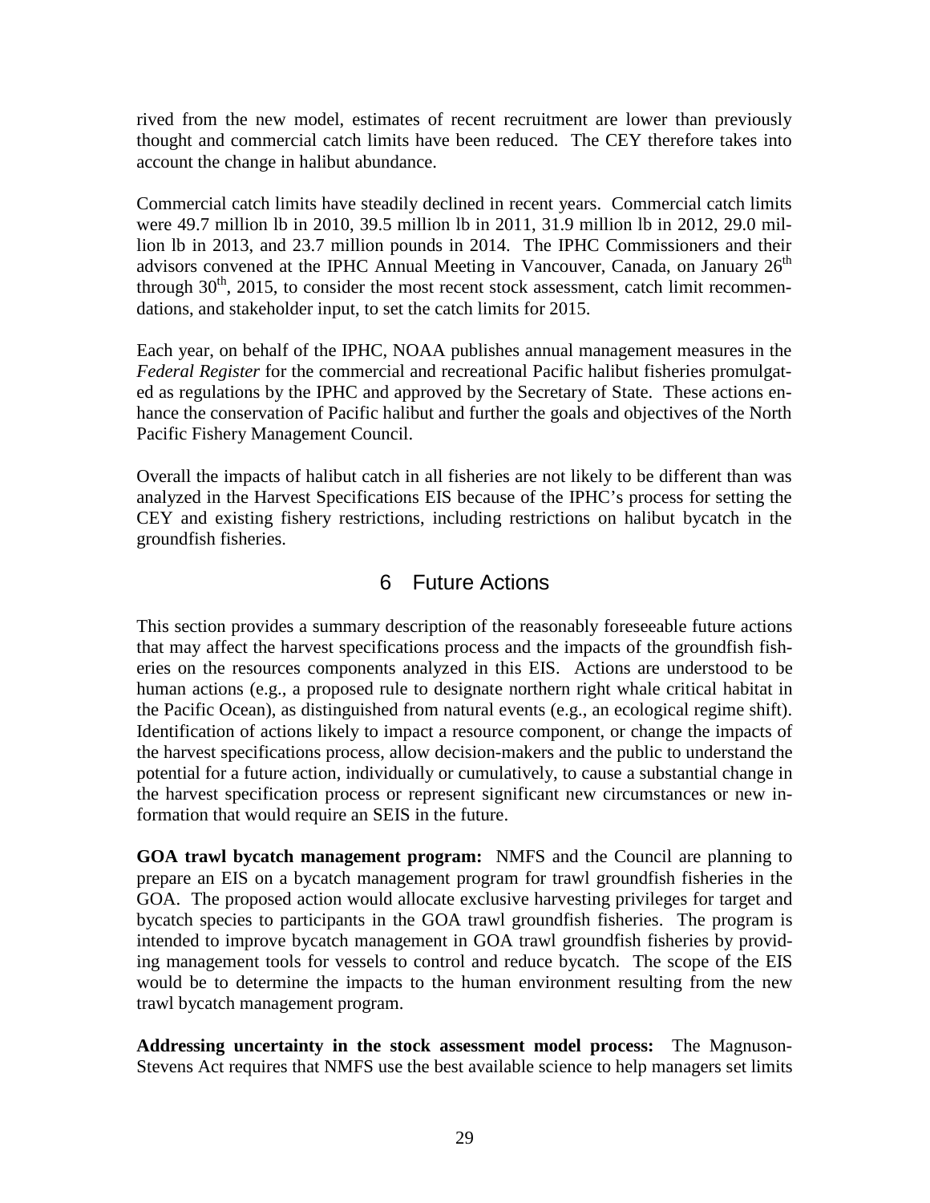rived from the new model, estimates of recent recruitment are lower than previously thought and commercial catch limits have been reduced. The CEY therefore takes into account the change in halibut abundance.

Commercial catch limits have steadily declined in recent years. Commercial catch limits were 49.7 million lb in 2010, 39.5 million lb in 2011, 31.9 million lb in 2012, 29.0 million lb in 2013, and 23.7 million pounds in 2014. The IPHC Commissioners and their advisors convened at the IPHC Annual Meeting in Vancouver, Canada, on January 26th through 30th, 2015, to consider the most recent stock assessment, catch limit recommendations, and stakeholder input, to set the catch limits for 2015.

Each year, on behalf of the IPHC, NOAA publishes annual management measures in the *Federal Register* for the commercial and recreational Pacific halibut fisheries promulgated as regulations by the IPHC and approved by the Secretary of State. These actions enhance the conservation of Pacific halibut and further the goals and objectives of the North Pacific Fishery Management Council.

Overall the impacts of halibut catch in all fisheries are not likely to be different than was analyzed in the Harvest Specifications EIS because of the IPHC's process for setting the CEY and existing fishery restrictions, including restrictions on halibut bycatch in the groundfish fisheries.

# 6 Future Actions

This section provides a summary description of the reasonably foreseeable future actions that may affect the harvest specifications process and the impacts of the groundfish fisheries on the resources components analyzed in this EIS. Actions are understood to be human actions (e.g., a proposed rule to designate northern right whale critical habitat in the Pacific Ocean), as distinguished from natural events (e.g., an ecological regime shift). Identification of actions likely to impact a resource component, or change the impacts of the harvest specifications process, allow decision-makers and the public to understand the potential for a future action, individually or cumulatively, to cause a substantial change in the harvest specification process or represent significant new circumstances or new information that would require an SEIS in the future.

**GOA trawl bycatch management program:** NMFS and the Council are planning to prepare an EIS on a bycatch management program for trawl groundfish fisheries in the GOA. The proposed action would allocate exclusive harvesting privileges for target and bycatch species to participants in the GOA trawl groundfish fisheries. The program is intended to improve bycatch management in GOA trawl groundfish fisheries by providing management tools for vessels to control and reduce bycatch. The scope of the EIS would be to determine the impacts to the human environment resulting from the new trawl bycatch management program.

**Addressing uncertainty in the stock assessment model process:** The Magnuson-Stevens Act requires that NMFS use the best available science to help managers set limits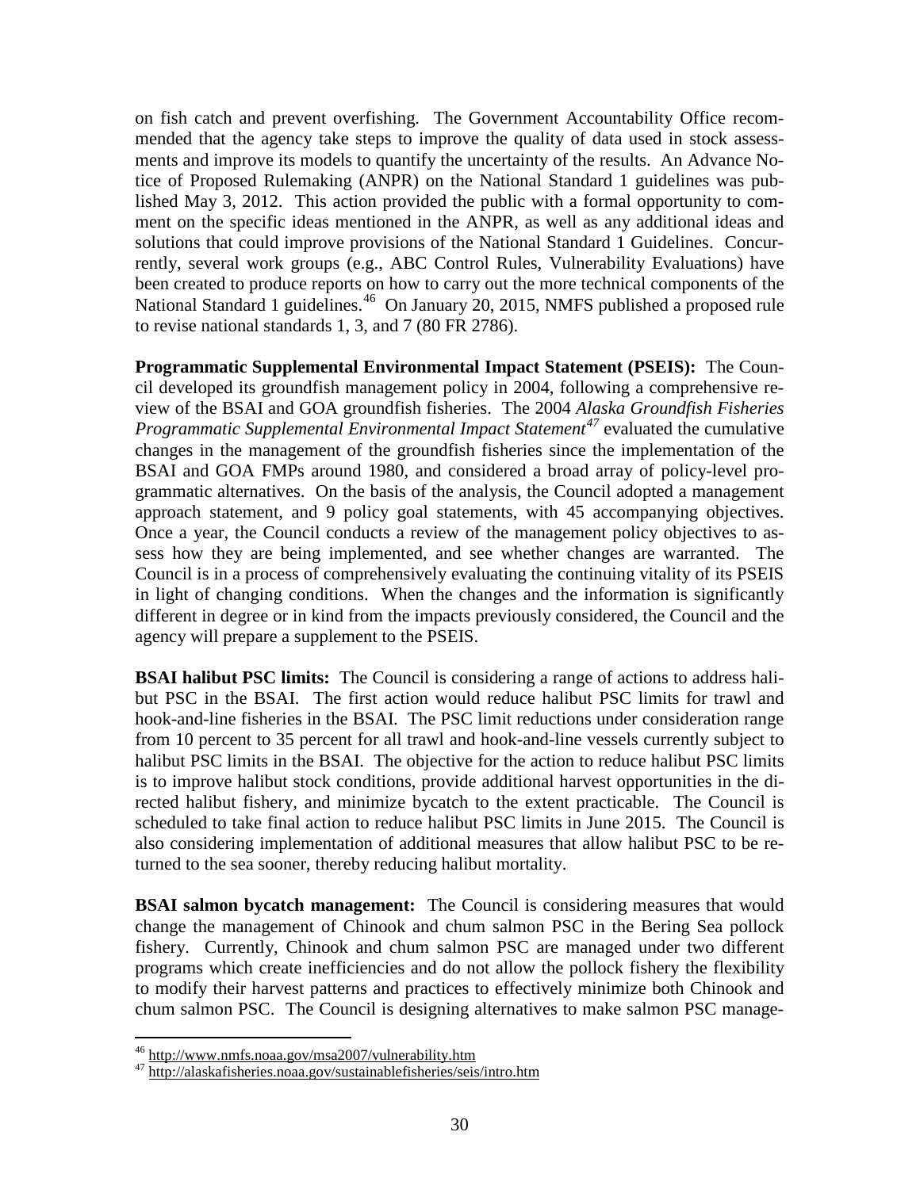on fish catch and prevent overfishing. The Government Accountability Office recommended that the agency take steps to improve the quality of data used in stock assessments and improve its models to quantify the uncertainty of the results. An Advance Notice of Proposed Rulemaking (ANPR) on the National Standard 1 guidelines was published May 3, 2012. This action provided the public with a formal opportunity to comment on the specific ideas mentioned in the ANPR, as well as any additional ideas and solutions that could improve provisions of the National Standard 1 Guidelines. Concurrently, several work groups (e.g., ABC Control Rules, Vulnerability Evaluations) have been created to produce reports on how to carry out the more technical components of the National Standard 1 guidelines.[46] On January 20, 2015, NMFS published a proposed rule to revise national standards 1, 3, and 7 (80 FR 2786).

**Programmatic Supplemental Environmental Impact Statement (PSEIS):** The Council developed its groundfish management policy in 2004, following a comprehensive review of the BSAI and GOA groundfish fisheries. The 2004 *Alaska Groundfish Fisheries Programmatic Supplemental Environmental Impact Statement*[47] evaluated the cumulative changes in the management of the groundfish fisheries since the implementation of the BSAI and GOA FMPs around 1980, and considered a broad array of policy-level programmatic alternatives. On the basis of the analysis, the Council adopted a management approach statement, and 9 policy goal statements, with 45 accompanying objectives. Once a year, the Council conducts a review of the management policy objectives to assess how they are being implemented, and see whether changes are warranted. The Council is in a process of comprehensively evaluating the continuing vitality of its PSEIS in light of changing conditions. When the changes and the information is significantly different in degree or in kind from the impacts previously considered, the Council and the agency will prepare a supplement to the PSEIS.

**BSAI halibut PSC limits:** The Council is considering a range of actions to address halibut PSC in the BSAI. The first action would reduce halibut PSC limits for trawl and hook-and-line fisheries in the BSAI. The PSC limit reductions under consideration range from 10 percent to 35 percent for all trawl and hook-and-line vessels currently subject to halibut PSC limits in the BSAI. The objective for the action to reduce halibut PSC limits is to improve halibut stock conditions, provide additional harvest opportunities in the directed halibut fishery, and minimize bycatch to the extent practicable. The Council is scheduled to take final action to reduce halibut PSC limits in June 2015. The Council is also considering implementation of additional measures that allow halibut PSC to be returned to the sea sooner, thereby reducing halibut mortality.

**BSAI salmon bycatch management:** The Council is considering measures that would change the management of Chinook and chum salmon PSC in the Bering Sea pollock fishery. Currently, Chinook and chum salmon PSC are managed under two different programs which create inefficiencies and do not allow the pollock fishery the flexibility to modify their harvest patterns and practices to effectively minimize both Chinook and chum salmon PSC. The Council is designing alternatives to make salmon PSC manage-

[46] http://www.nmfs.noaa.gov/msa2007/vulnerability.htm

[47] http://alaskafisheries.noaa.gov/sustainablefisheries/seis/intro.htm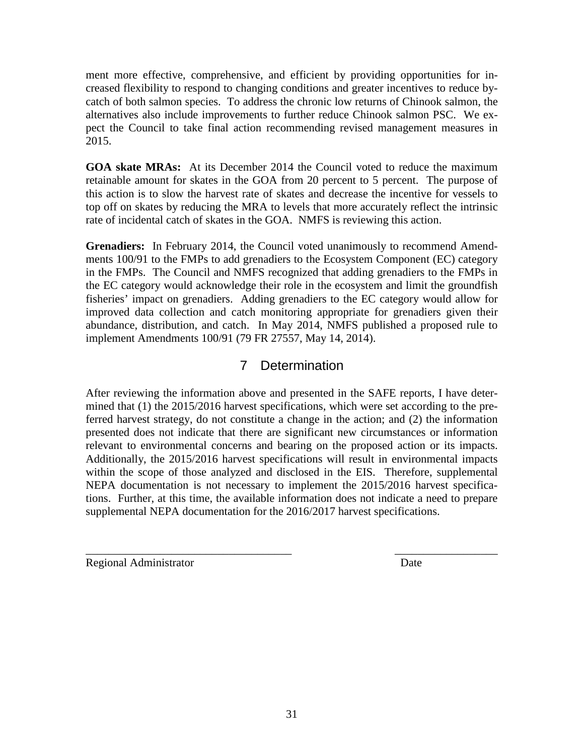ment more effective, comprehensive, and efficient by providing opportunities for increased flexibility to respond to changing conditions and greater incentives to reduce bycatch of both salmon species. To address the chronic low returns of Chinook salmon, the alternatives also include improvements to further reduce Chinook salmon PSC. We expect the Council to take final action recommending revised management measures in 2015.

**GOA skate MRAs:** At its December 2014 the Council voted to reduce the maximum retainable amount for skates in the GOA from 20 percent to 5 percent. The purpose of this action is to slow the harvest rate of skates and decrease the incentive for vessels to top off on skates by reducing the MRA to levels that more accurately reflect the intrinsic rate of incidental catch of skates in the GOA. NMFS is reviewing this action.

**Grenadiers:** In February 2014, the Council voted unanimously to recommend Amendments 100/91 to the FMPs to add grenadiers to the Ecosystem Component (EC) category in the FMPs. The Council and NMFS recognized that adding grenadiers to the FMPs in the EC category would acknowledge their role in the ecosystem and limit the groundfish fisheries' impact on grenadiers. Adding grenadiers to the EC category would allow for improved data collection and catch monitoring appropriate for grenadiers given their abundance, distribution, and catch. In May 2014, NMFS published a proposed rule to implement Amendments 100/91 (79 FR 27557, May 14, 2014).

# 7 Determination

After reviewing the information above and presented in the SAFE reports, I have determined that (1) the 2015/2016 harvest specifications, which were set according to the preferred harvest strategy, do not constitute a change in the action; and (2) the information presented does not indicate that there are significant new circumstances or information relevant to environmental concerns and bearing on the proposed action or its impacts. Additionally, the 2015/2016 harvest specifications will result in environmental impacts within the scope of those analyzed and disclosed in the EIS. Therefore, supplemental NEPA documentation is not necessary to implement the 2015/2016 harvest specifications. Further, at this time, the available information does not indicate a need to prepare supplemental NEPA documentation for the 2016/2017 harvest specifications.

_____________________________________ __________________

Regional Administrator Date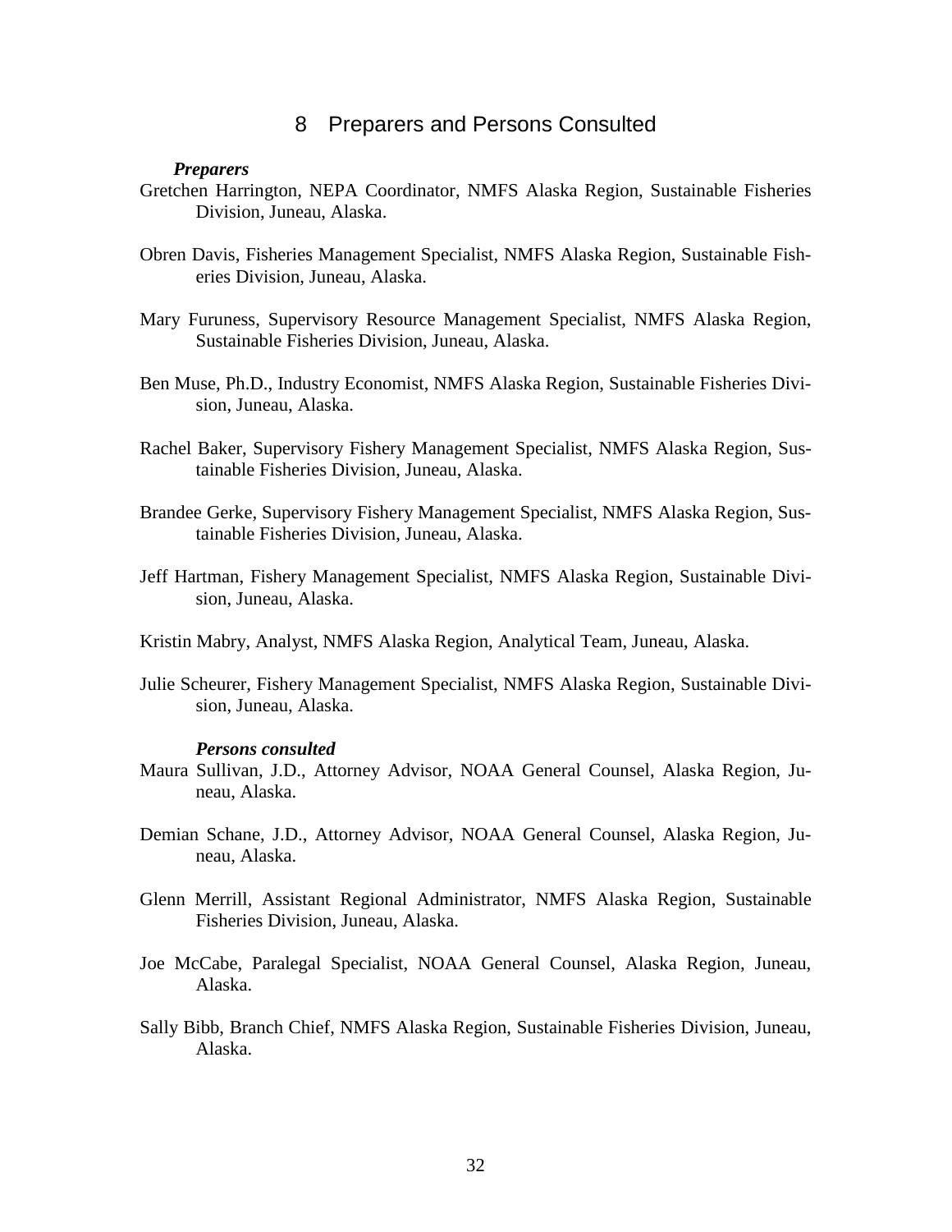# 8 Preparers and Persons Consulted

***Preparers***

Gretchen Harrington, NEPA Coordinator, NMFS Alaska Region, Sustainable Fisheries Division, Juneau, Alaska.

Obren Davis, Fisheries Management Specialist, NMFS Alaska Region, Sustainable Fisheries Division, Juneau, Alaska.

Mary Furuness, Supervisory Resource Management Specialist, NMFS Alaska Region, Sustainable Fisheries Division, Juneau, Alaska.

Ben Muse, Ph.D., Industry Economist, NMFS Alaska Region, Sustainable Fisheries Division, Juneau, Alaska.

Rachel Baker, Supervisory Fishery Management Specialist, NMFS Alaska Region, Sustainable Fisheries Division, Juneau, Alaska.

Brandee Gerke, Supervisory Fishery Management Specialist, NMFS Alaska Region, Sustainable Fisheries Division, Juneau, Alaska.

Jeff Hartman, Fishery Management Specialist, NMFS Alaska Region, Sustainable Division, Juneau, Alaska.

Kristin Mabry, Analyst, NMFS Alaska Region, Analytical Team, Juneau, Alaska.

Julie Scheurer, Fishery Management Specialist, NMFS Alaska Region, Sustainable Division, Juneau, Alaska.

***Persons consulted***

Maura Sullivan, J.D., Attorney Advisor, NOAA General Counsel, Alaska Region, Juneau, Alaska.

Demian Schane, J.D., Attorney Advisor, NOAA General Counsel, Alaska Region, Juneau, Alaska.

Glenn Merrill, Assistant Regional Administrator, NMFS Alaska Region, Sustainable Fisheries Division, Juneau, Alaska.

Joe McCabe, Paralegal Specialist, NOAA General Counsel, Alaska Region, Juneau, Alaska.

Sally Bibb, Branch Chief, NMFS Alaska Region, Sustainable Fisheries Division, Juneau, Alaska.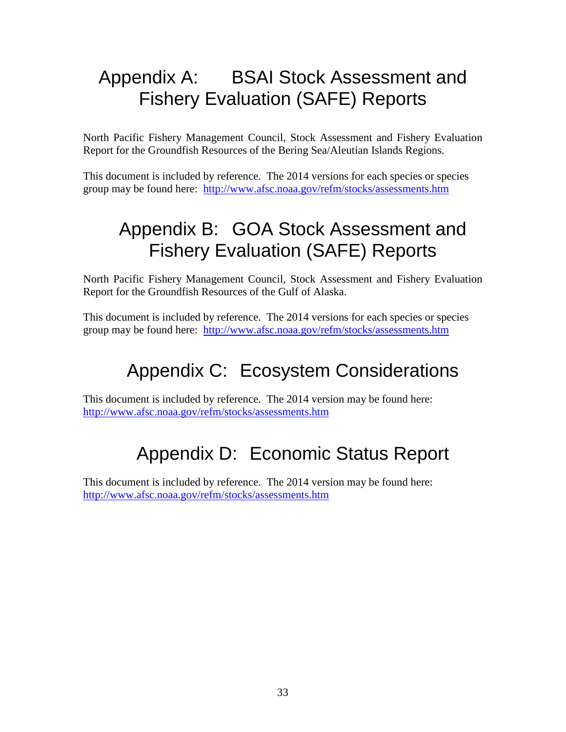# Appendix A: BSAI Stock Assessment and Fishery Evaluation (SAFE) Reports

North Pacific Fishery Management Council, Stock Assessment and Fishery Evaluation Report for the Groundfish Resources of the Bering Sea/Aleutian Islands Regions.

This document is included by reference. The 2014 versions for each species or species group may be found here: http://www.afsc.noaa.gov/refm/stocks/assessments.htm

# Appendix B: GOA Stock Assessment and Fishery Evaluation (SAFE) Reports

North Pacific Fishery Management Council, Stock Assessment and Fishery Evaluation Report for the Groundfish Resources of the Gulf of Alaska.

This document is included by reference. The 2014 versions for each species or species group may be found here: http://www.afsc.noaa.gov/refm/stocks/assessments.htm

# Appendix C: Ecosystem Considerations

This document is included by reference. The 2014 version may be found here: http://www.afsc.noaa.gov/refm/stocks/assessments.htm

# Appendix D: Economic Status Report

This document is included by reference. The 2014 version may be found here: http://www.afsc.noaa.gov/refm/stocks/assessments.htm